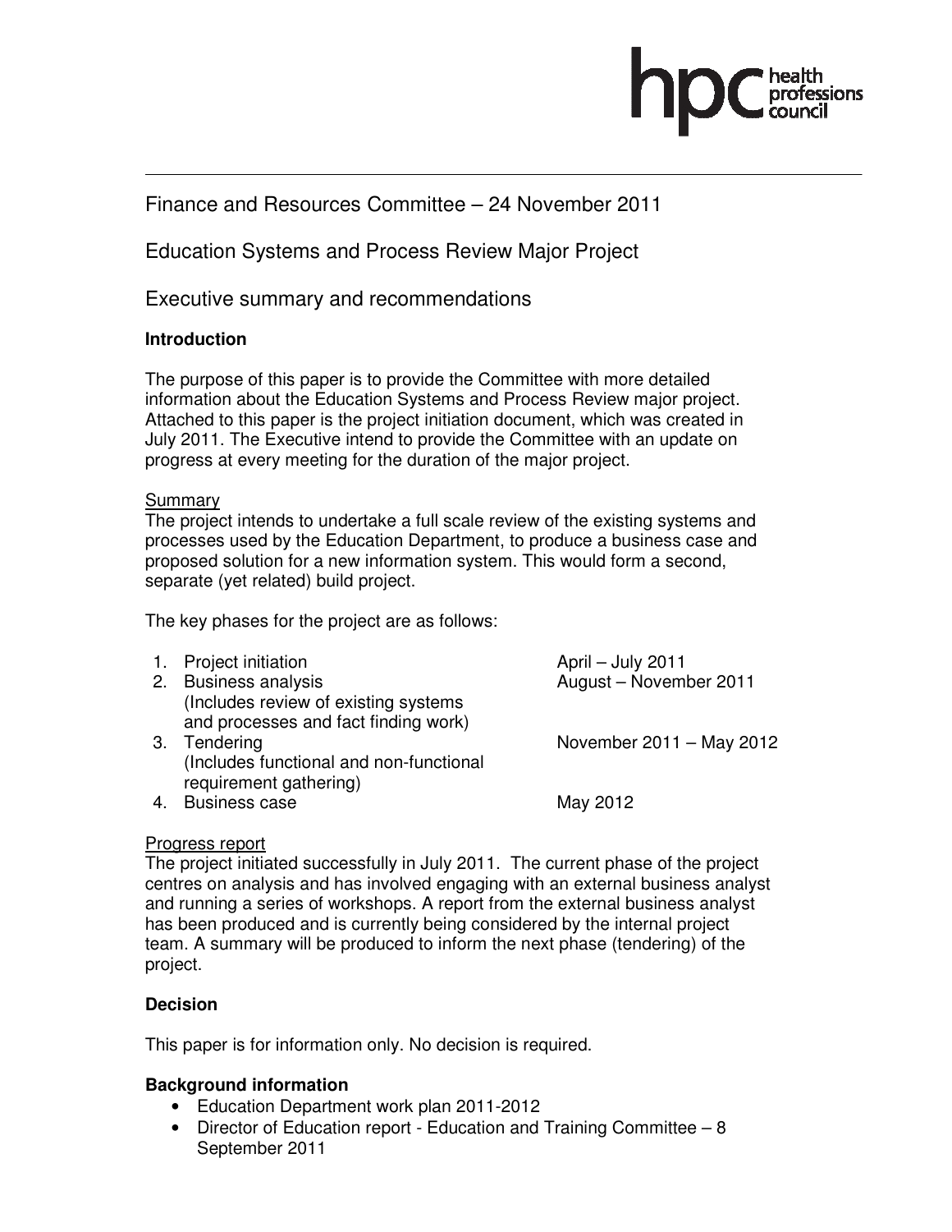# Finance and Resources Committee – 24 November 2011

## Education Systems and Process Review Major Project

## Executive summary and recommendations

### Introduction

The purpose of this paper is to provide the Committee with more detailed information about the Education Systems and Process Review major project. Attached to this paper is the project initiation document, which was created in July 2011. The Executive intend to provide the Committee with an update on progress at every meeting for the duration of the major project.

Summary

The project intends to undertake a full scale review of the existing systems and processes used by the Education Department, to produce a business case and proposed solution for a new information system. This would form a second, separate (yet related) build project.

The key phases for the project are as follows:

| | | |
|---|---|---|
| 1. | Project initiation | April – July 2011 |
| 2. | Business analysis (Includes review of existing systems and processes and fact finding work) | August – November 2011 |
| 3. | Tendering (Includes functional and non-functional requirement gathering) | November 2011 – May 2012 |
| 4. | Business case | May 2012 |

Progress report

The project initiated successfully in July 2011. The current phase of the project centres on analysis and has involved engaging with an external business analyst and running a series of workshops. A report from the external business analyst has been produced and is currently being considered by the internal project team. A summary will be produced to inform the next phase (tendering) of the project.

### Decision

This paper is for information only. No decision is required.

### Background information

- Education Department work plan 2011-2012
- Director of Education report - Education and Training Committee – 8 September 2011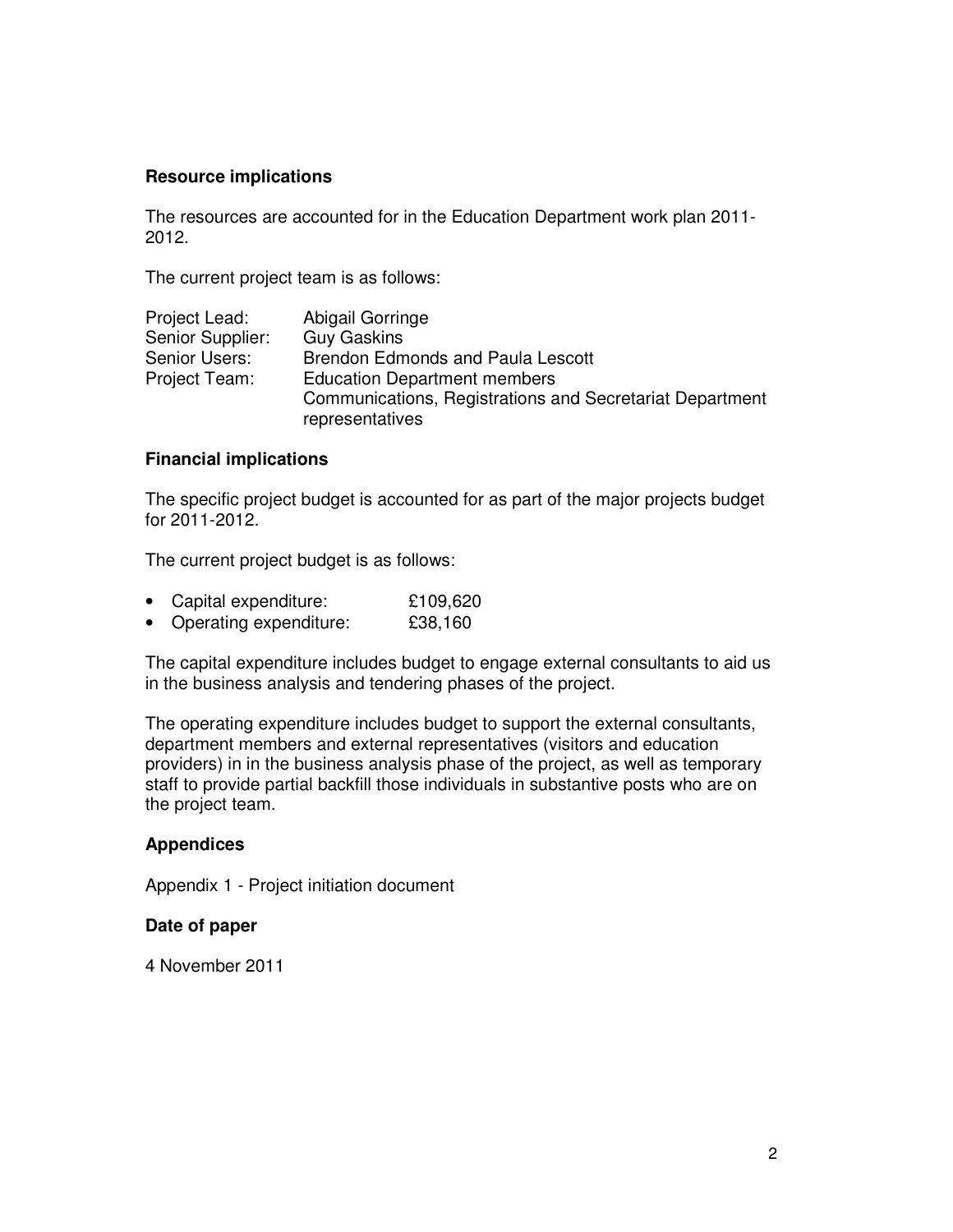**Resource implications**

The resources are accounted for in the Education Department work plan 2011-2012.

The current project team is as follows:

| | |
|---|---|
| Project Lead: | Abigail Gorringe |
| Senior Supplier: | Guy Gaskins |
| Senior Users: | Brendon Edmonds and Paula Lescott |
| Project Team: | Education Department members<br>Communications, Registrations and Secretariat Department representatives |

**Financial implications**

The specific project budget is accounted for as part of the major projects budget for 2011-2012.

The current project budget is as follows:

- Capital expenditure: £109,620
- Operating expenditure: £38,160

The capital expenditure includes budget to engage external consultants to aid us in the business analysis and tendering phases of the project.

The operating expenditure includes budget to support the external consultants, department members and external representatives (visitors and education providers) in in the business analysis phase of the project, as well as temporary staff to provide partial backfill those individuals in substantive posts who are on the project team.

**Appendices**

Appendix 1 - Project initiation document

**Date of paper**

4 November 2011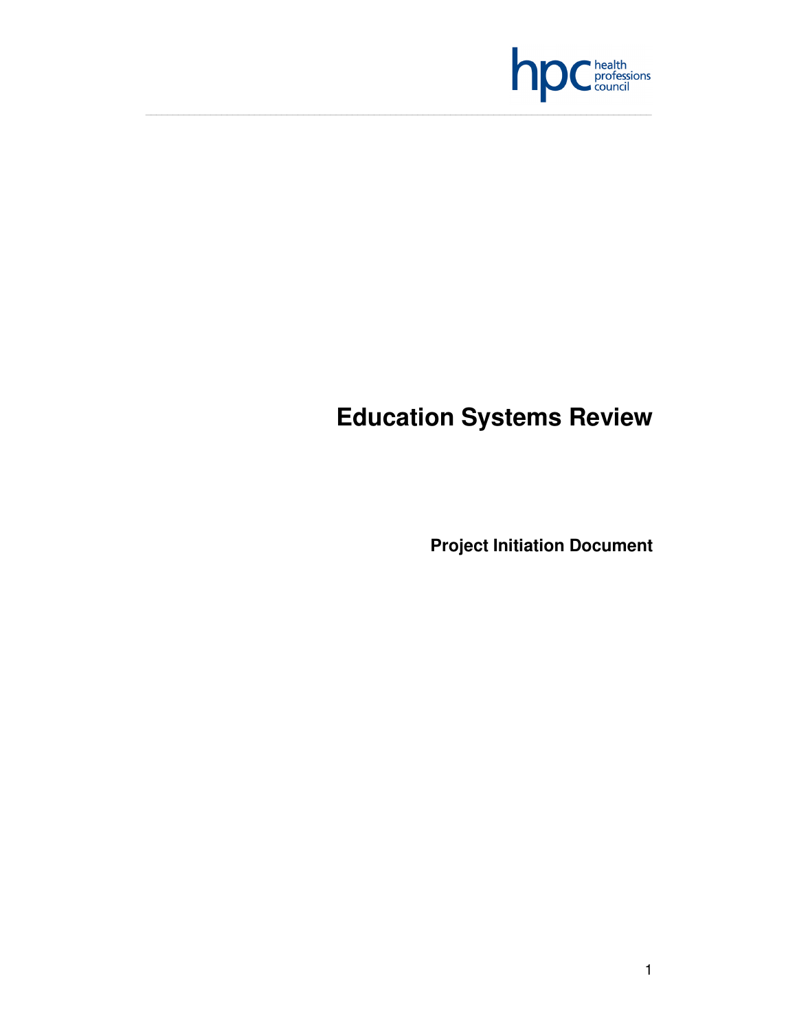# Education Systems Review

**Project Initiation Document**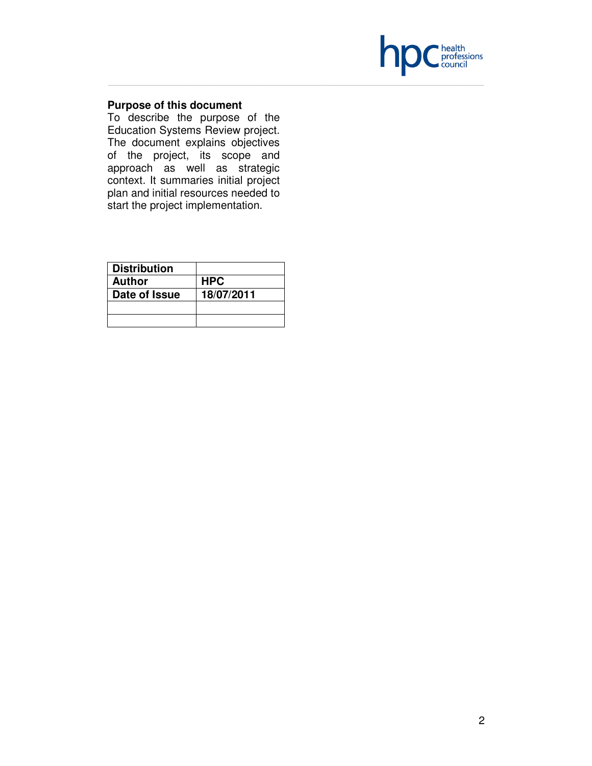**Purpose of this document**

To describe the purpose of the Education Systems Review project. The document explains objectives of the project, its scope and approach as well as strategic context. It summaries initial project plan and initial resources needed to start the project implementation.

| | |
|---|---|
| **Distribution** | |
| **Author** | **HPC** |
| **Date of Issue** | **18/07/2011** |
| | |
| | |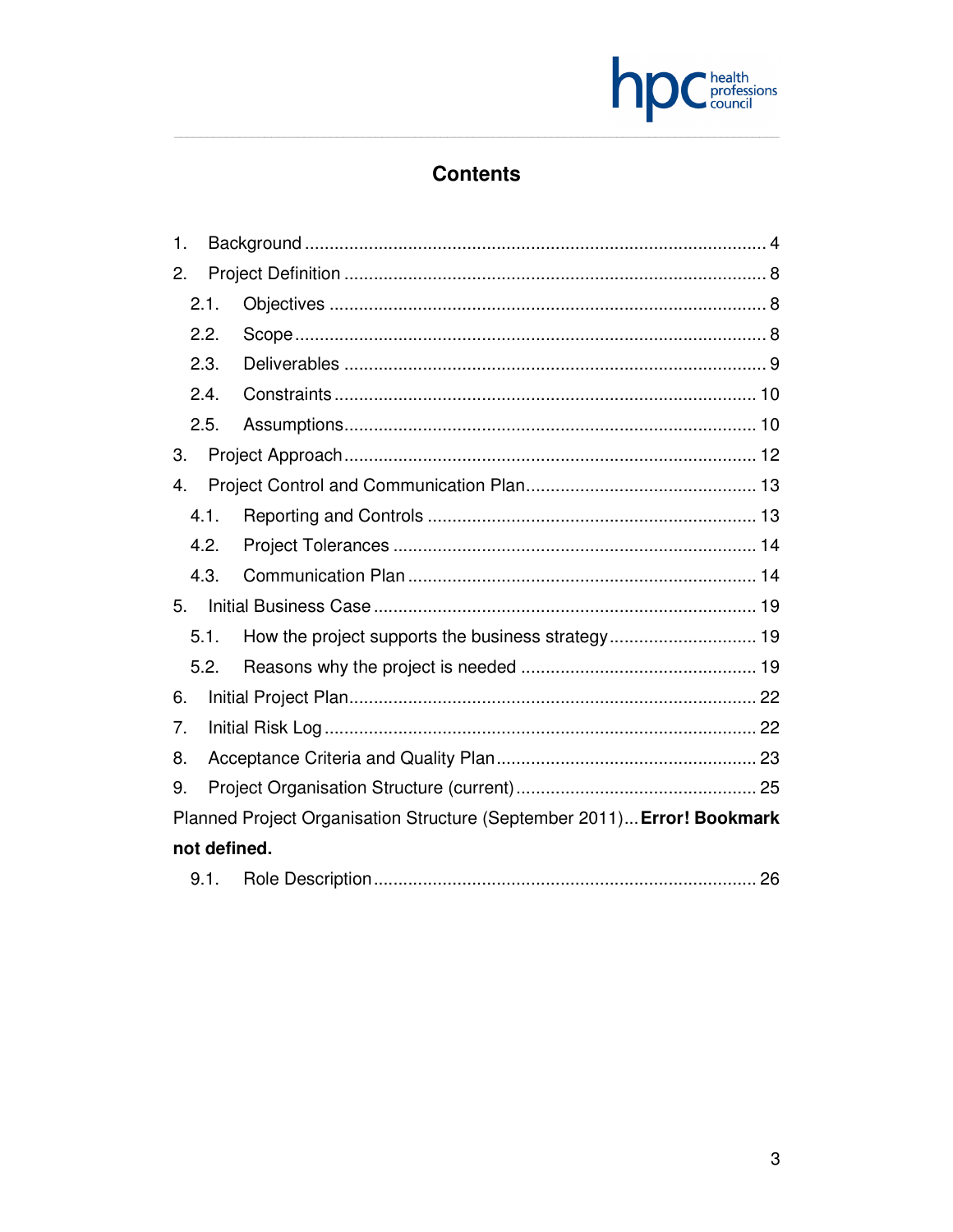# Contents

1. Background ............................................................................................ 4
2. Project Definition ..................................................................................... 8
   - 2.1. Objectives ....................................................................................... 8
   - 2.2. Scope .............................................................................................. 8
   - 2.3. Deliverables ..................................................................................... 9
   - 2.4. Constraints ..................................................................................... 10
   - 2.5. Assumptions ................................................................................... 10
3. Project Approach ................................................................................... 12
4. Project Control and Communication Plan ............................................... 13
   - 4.1. Reporting and Controls .................................................................. 13
   - 4.2. Project Tolerances ......................................................................... 14
   - 4.3. Communication Plan ...................................................................... 14
5. Initial Business Case ............................................................................. 19
   - 5.1. How the project supports the business strategy .............................. 19
   - 5.2. Reasons why the project is needed ............................................... 19
6. Initial Project Plan .................................................................................. 22
7. Initial Risk Log ....................................................................................... 22
8. Acceptance Criteria and Quality Plan .................................................... 23
9. Project Organisation Structure (current) ................................................ 25

Planned Project Organisation Structure (September 2011)... **Error! Bookmark not defined.**

   - 9.1. Role Description ............................................................................. 26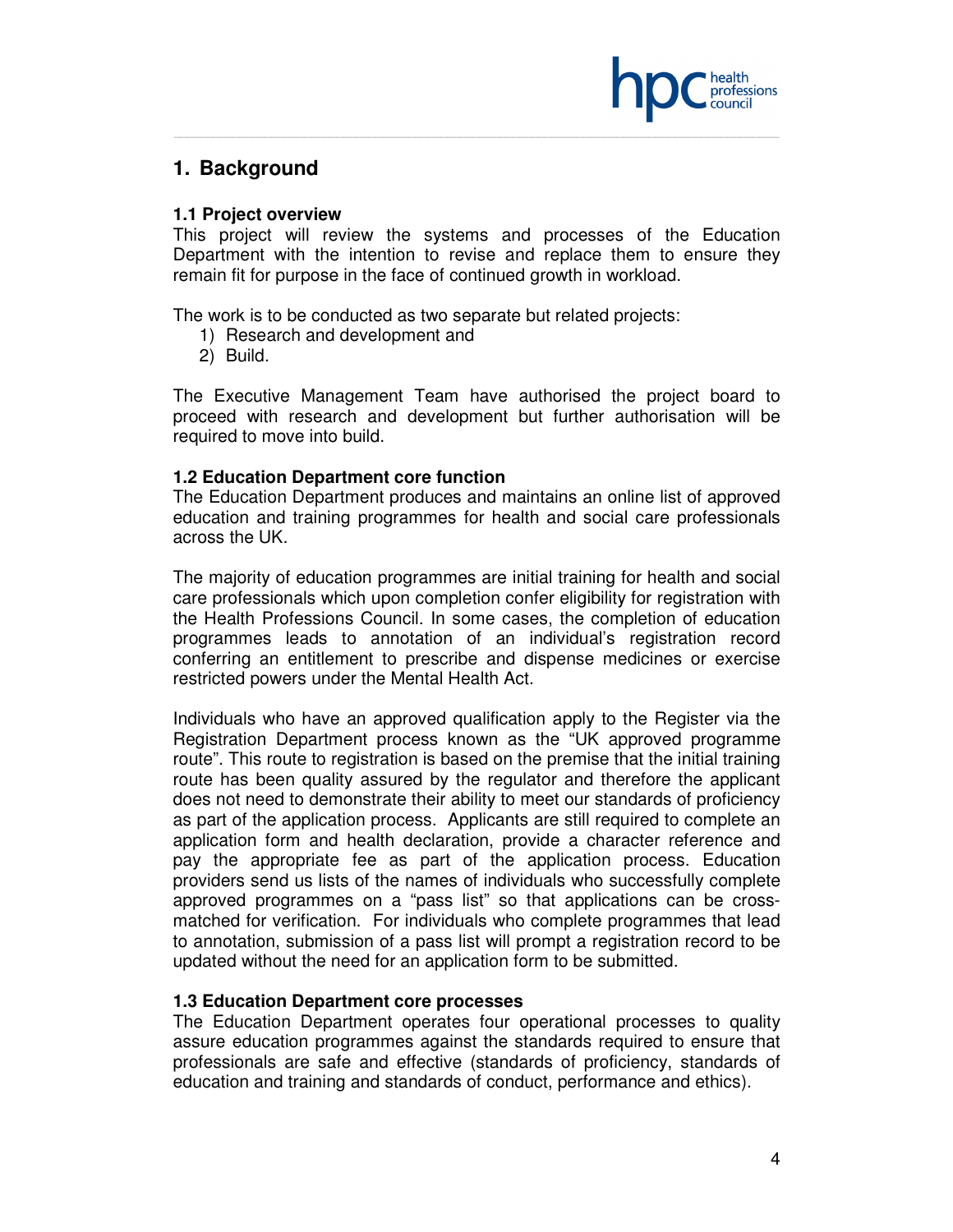# 1. Background

### 1.1 Project overview

This project will review the systems and processes of the Education Department with the intention to revise and replace them to ensure they remain fit for purpose in the face of continued growth in workload.

The work is to be conducted as two separate but related projects:

1) Research and development and
2) Build.

The Executive Management Team have authorised the project board to proceed with research and development but further authorisation will be required to move into build.

### 1.2 Education Department core function

The Education Department produces and maintains an online list of approved education and training programmes for health and social care professionals across the UK.

The majority of education programmes are initial training for health and social care professionals which upon completion confer eligibility for registration with the Health Professions Council. In some cases, the completion of education programmes leads to annotation of an individual's registration record conferring an entitlement to prescribe and dispense medicines or exercise restricted powers under the Mental Health Act.

Individuals who have an approved qualification apply to the Register via the Registration Department process known as the "UK approved programme route". This route to registration is based on the premise that the initial training route has been quality assured by the regulator and therefore the applicant does not need to demonstrate their ability to meet our standards of proficiency as part of the application process. Applicants are still required to complete an application form and health declaration, provide a character reference and pay the appropriate fee as part of the application process. Education providers send us lists of the names of individuals who successfully complete approved programmes on a "pass list" so that applications can be cross-matched for verification. For individuals who complete programmes that lead to annotation, submission of a pass list will prompt a registration record to be updated without the need for an application form to be submitted.

### 1.3 Education Department core processes

The Education Department operates four operational processes to quality assure education programmes against the standards required to ensure that professionals are safe and effective (standards of proficiency, standards of education and training and standards of conduct, performance and ethics).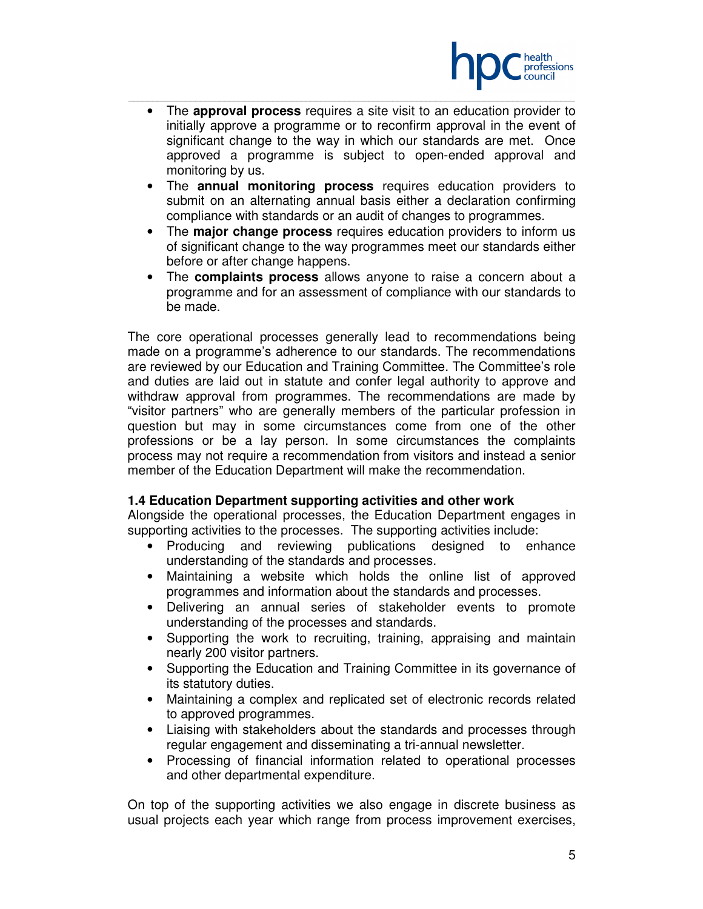- The **approval process** requires a site visit to an education provider to initially approve a programme or to reconfirm approval in the event of significant change to the way in which our standards are met. Once approved a programme is subject to open-ended approval and monitoring by us.
- The **annual monitoring process** requires education providers to submit on an alternating annual basis either a declaration confirming compliance with standards or an audit of changes to programmes.
- The **major change process** requires education providers to inform us of significant change to the way programmes meet our standards either before or after change happens.
- The **complaints process** allows anyone to raise a concern about a programme and for an assessment of compliance with our standards to be made.

The core operational processes generally lead to recommendations being made on a programme's adherence to our standards. The recommendations are reviewed by our Education and Training Committee. The Committee's role and duties are laid out in statute and confer legal authority to approve and withdraw approval from programmes. The recommendations are made by "visitor partners" who are generally members of the particular profession in question but may in some circumstances come from one of the other professions or be a lay person. In some circumstances the complaints process may not require a recommendation from visitors and instead a senior member of the Education Department will make the recommendation.

**1.4 Education Department supporting activities and other work**

Alongside the operational processes, the Education Department engages in supporting activities to the processes. The supporting activities include:

- Producing and reviewing publications designed to enhance understanding of the standards and processes.
- Maintaining a website which holds the online list of approved programmes and information about the standards and processes.
- Delivering an annual series of stakeholder events to promote understanding of the processes and standards.
- Supporting the work to recruiting, training, appraising and maintain nearly 200 visitor partners.
- Supporting the Education and Training Committee in its governance of its statutory duties.
- Maintaining a complex and replicated set of electronic records related to approved programmes.
- Liaising with stakeholders about the standards and processes through regular engagement and disseminating a tri-annual newsletter.
- Processing of financial information related to operational processes and other departmental expenditure.

On top of the supporting activities we also engage in discrete business as usual projects each year which range from process improvement exercises,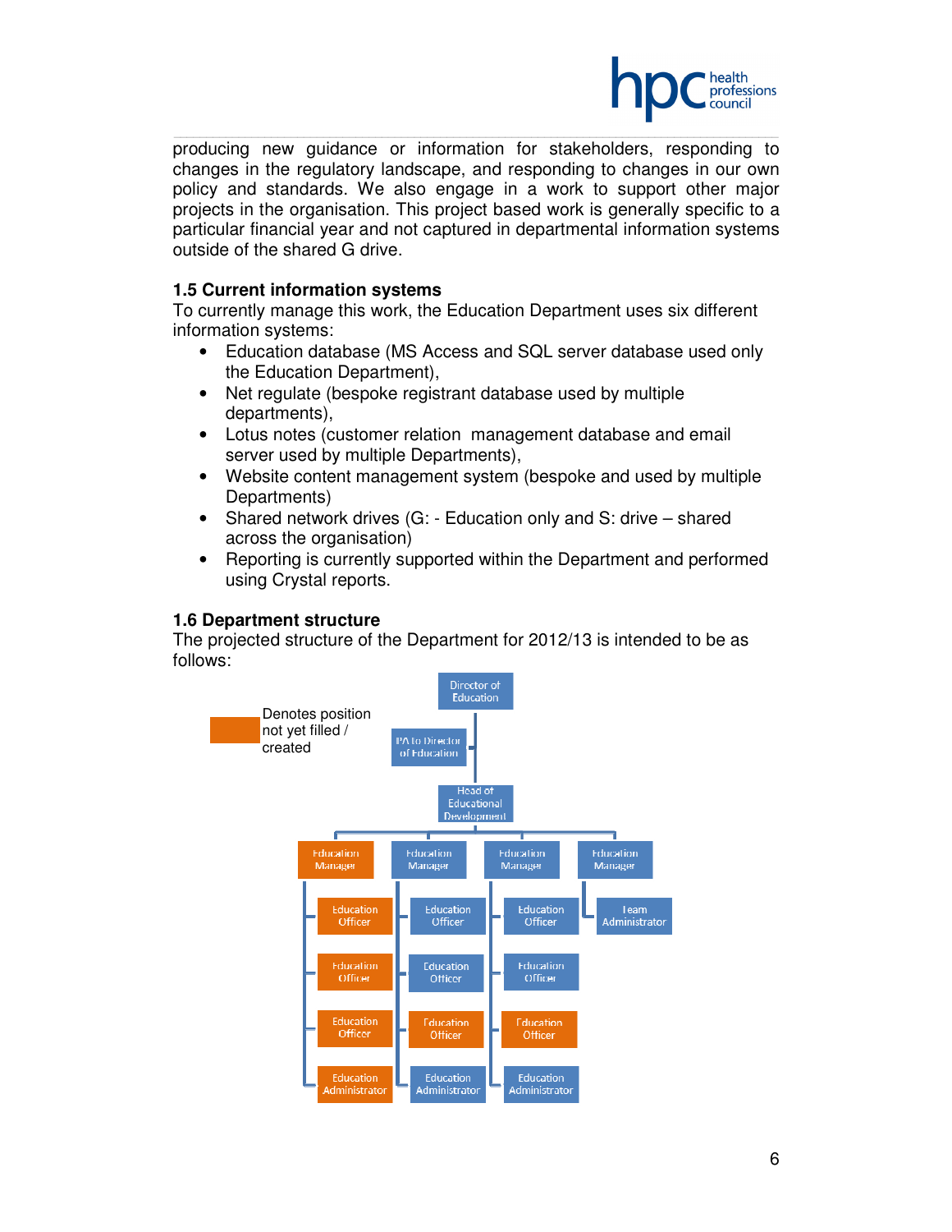producing new guidance or information for stakeholders, responding to changes in the regulatory landscape, and responding to changes in our own policy and standards. We also engage in a work to support other major projects in the organisation. This project based work is generally specific to a particular financial year and not captured in departmental information systems outside of the shared G drive.

### 1.5 Current information systems

To currently manage this work, the Education Department uses six different information systems:

- Education database (MS Access and SQL server database used only the Education Department),
- Net regulate (bespoke registrant database used by multiple departments),
- Lotus notes (customer relation management database and email server used by multiple Departments),
- Website content management system (bespoke and used by multiple Departments)
- Shared network drives (G: - Education only and S: drive – shared across the organisation)
- Reporting is currently supported within the Department and performed using Crystal reports.

### 1.6 Department structure

The projected structure of the Department for 2012/13 is intended to be as follows:

Denotes position not yet filled / created

Director of Education

PA to Director of Education

Head of Educational Development

Education Manager

Education Officer

Education Officer

Education Officer

Education Administrator

Education Manager

Education Officer

Education Officer

Education Officer

Education Administrator

Education Manager

Education Officer

Education Officer

Education Officer

Education Administrator

Education Manager

Team Administrator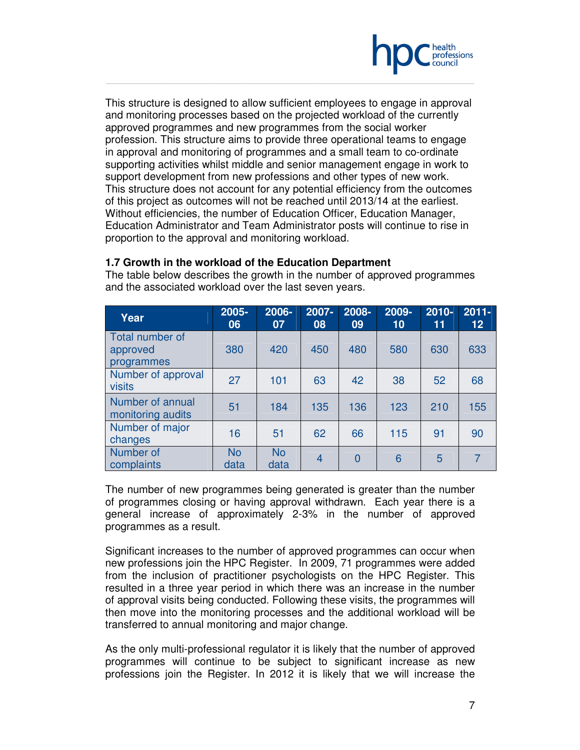This structure is designed to allow sufficient employees to engage in approval and monitoring processes based on the projected workload of the currently approved programmes and new programmes from the social worker profession. This structure aims to provide three operational teams to engage in approval and monitoring of programmes and a small team to co-ordinate supporting activities whilst middle and senior management engage in work to support development from new professions and other types of new work. This structure does not account for any potential efficiency from the outcomes of this project as outcomes will not be reached until 2013/14 at the earliest. Without efficiencies, the number of Education Officer, Education Manager, Education Administrator and Team Administrator posts will continue to rise in proportion to the approval and monitoring workload.

**1.7 Growth in the workload of the Education Department**

The table below describes the growth in the number of approved programmes and the associated workload over the last seven years.

| Year | 2005-06 | 2006-07 | 2007-08 | 2008-09 | 2009-10 | 2010-11 | 2011-12 |
|---|---|---|---|---|---|---|---|
| Total number of approved programmes | 380 | 420 | 450 | 480 | 580 | 630 | 633 |
| Number of approval visits | 27 | 101 | 63 | 42 | 38 | 52 | 68 |
| Number of annual monitoring audits | 51 | 184 | 135 | 136 | 123 | 210 | 155 |
| Number of major changes | 16 | 51 | 62 | 66 | 115 | 91 | 90 |
| Number of complaints | No data | No data | 4 | 0 | 6 | 5 | 7 |

The number of new programmes being generated is greater than the number of programmes closing or having approval withdrawn. Each year there is a general increase of approximately 2-3% in the number of approved programmes as a result.

Significant increases to the number of approved programmes can occur when new professions join the HPC Register. In 2009, 71 programmes were added from the inclusion of practitioner psychologists on the HPC Register. This resulted in a three year period in which there was an increase in the number of approval visits being conducted. Following these visits, the programmes will then move into the monitoring processes and the additional workload will be transferred to annual monitoring and major change.

As the only multi-professional regulator it is likely that the number of approved programmes will continue to be subject to significant increase as new professions join the Register. In 2012 it is likely that we will increase the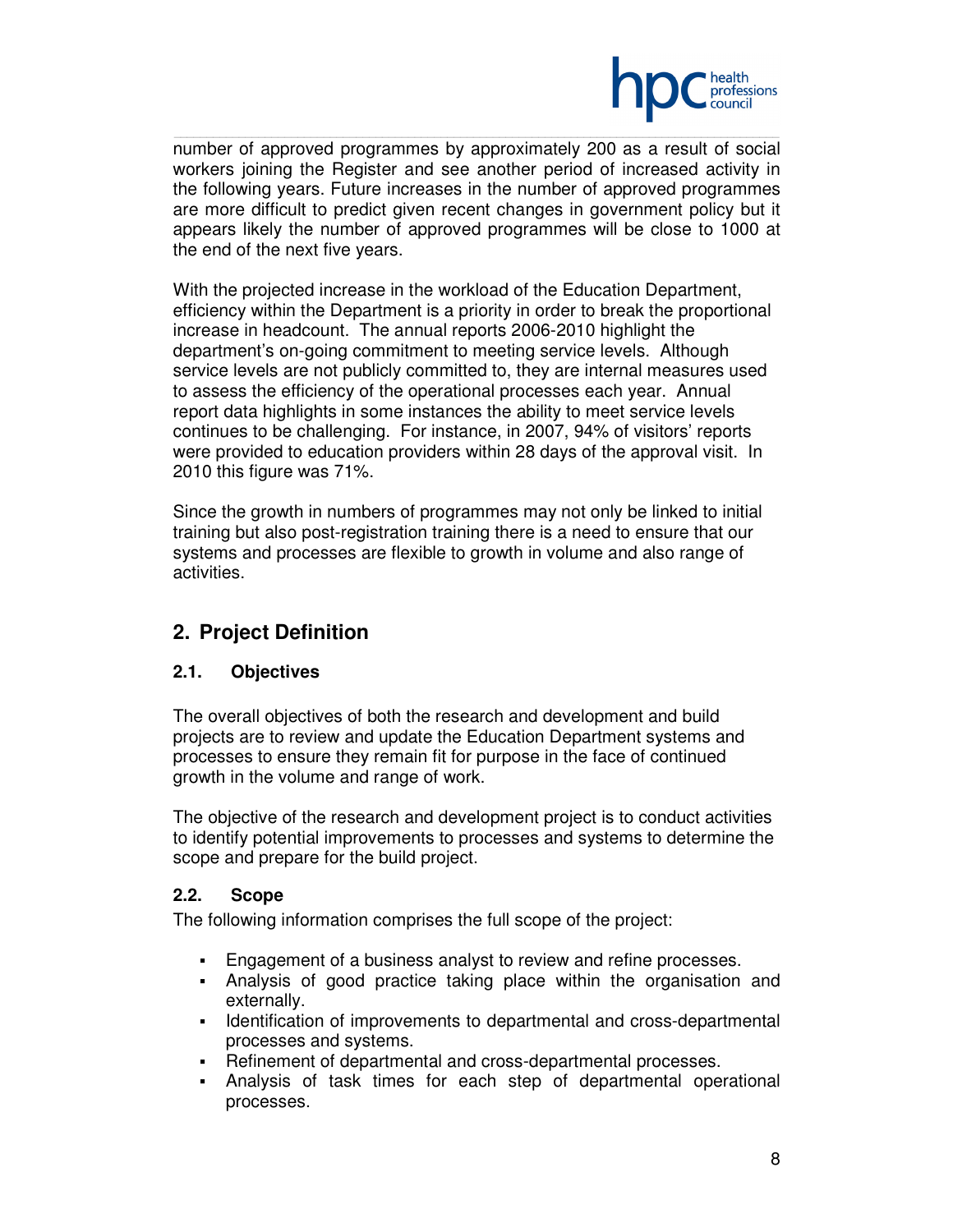number of approved programmes by approximately 200 as a result of social workers joining the Register and see another period of increased activity in the following years. Future increases in the number of approved programmes are more difficult to predict given recent changes in government policy but it appears likely the number of approved programmes will be close to 1000 at the end of the next five years.

With the projected increase in the workload of the Education Department, efficiency within the Department is a priority in order to break the proportional increase in headcount. The annual reports 2006-2010 highlight the department's on-going commitment to meeting service levels. Although service levels are not publicly committed to, they are internal measures used to assess the efficiency of the operational processes each year. Annual report data highlights in some instances the ability to meet service levels continues to be challenging. For instance, in 2007, 94% of visitors' reports were provided to education providers within 28 days of the approval visit. In 2010 this figure was 71%.

Since the growth in numbers of programmes may not only be linked to initial training but also post-registration training there is a need to ensure that our systems and processes are flexible to growth in volume and also range of activities.

## 2. Project Definition

### 2.1. Objectives

The overall objectives of both the research and development and build projects are to review and update the Education Department systems and processes to ensure they remain fit for purpose in the face of continued growth in the volume and range of work.

The objective of the research and development project is to conduct activities to identify potential improvements to processes and systems to determine the scope and prepare for the build project.

### 2.2. Scope

The following information comprises the full scope of the project:

- Engagement of a business analyst to review and refine processes.
- Analysis of good practice taking place within the organisation and externally.
- Identification of improvements to departmental and cross-departmental processes and systems.
- Refinement of departmental and cross-departmental processes.
- Analysis of task times for each step of departmental operational processes.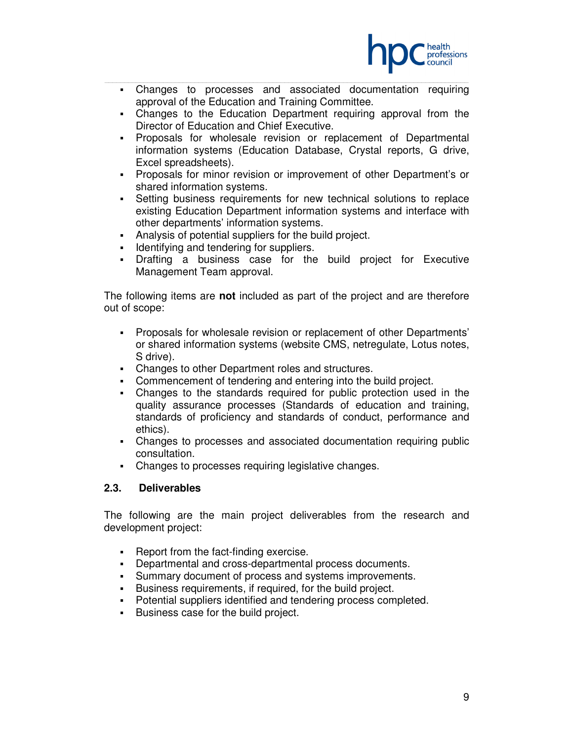- Changes to processes and associated documentation requiring approval of the Education and Training Committee.
- Changes to the Education Department requiring approval from the Director of Education and Chief Executive.
- Proposals for wholesale revision or replacement of Departmental information systems (Education Database, Crystal reports, G drive, Excel spreadsheets).
- Proposals for minor revision or improvement of other Department's or shared information systems.
- Setting business requirements for new technical solutions to replace existing Education Department information systems and interface with other departments' information systems.
- Analysis of potential suppliers for the build project.
- Identifying and tendering for suppliers.
- Drafting a business case for the build project for Executive Management Team approval.

The following items are **not** included as part of the project and are therefore out of scope:

- Proposals for wholesale revision or replacement of other Departments' or shared information systems (website CMS, netregulate, Lotus notes, S drive).
- Changes to other Department roles and structures.
- Commencement of tendering and entering into the build project.
- Changes to the standards required for public protection used in the quality assurance processes (Standards of education and training, standards of proficiency and standards of conduct, performance and ethics).
- Changes to processes and associated documentation requiring public consultation.
- Changes to processes requiring legislative changes.

### 2.3. Deliverables

The following are the main project deliverables from the research and development project:

- Report from the fact-finding exercise.
- Departmental and cross-departmental process documents.
- Summary document of process and systems improvements.
- Business requirements, if required, for the build project.
- Potential suppliers identified and tendering process completed.
- Business case for the build project.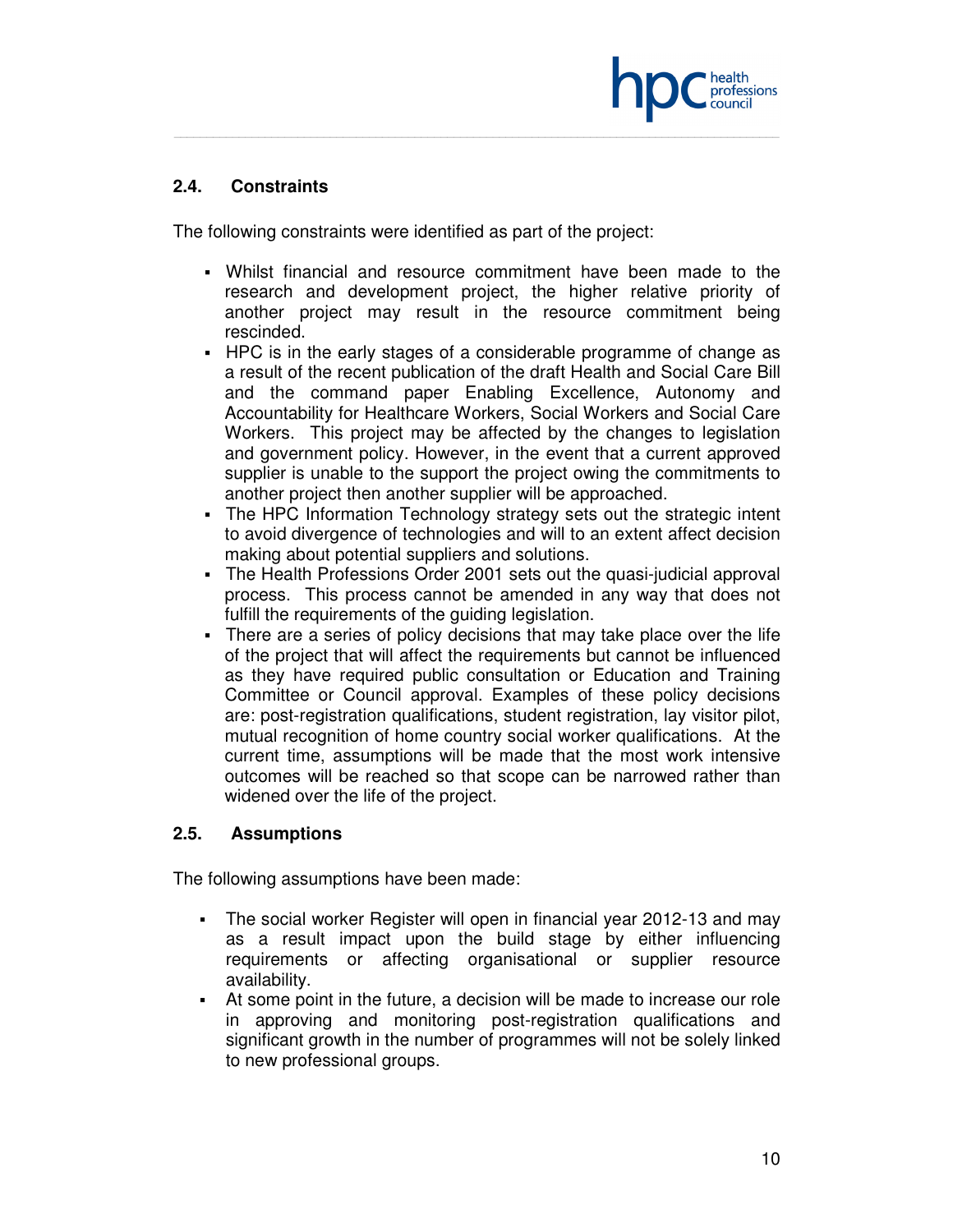### 2.4. Constraints

The following constraints were identified as part of the project:

- Whilst financial and resource commitment have been made to the research and development project, the higher relative priority of another project may result in the resource commitment being rescinded.
- HPC is in the early stages of a considerable programme of change as a result of the recent publication of the draft Health and Social Care Bill and the command paper Enabling Excellence, Autonomy and Accountability for Healthcare Workers, Social Workers and Social Care Workers. This project may be affected by the changes to legislation and government policy. However, in the event that a current approved supplier is unable to the support the project owing the commitments to another project then another supplier will be approached.
- The HPC Information Technology strategy sets out the strategic intent to avoid divergence of technologies and will to an extent affect decision making about potential suppliers and solutions.
- The Health Professions Order 2001 sets out the quasi-judicial approval process. This process cannot be amended in any way that does not fulfill the requirements of the guiding legislation.
- There are a series of policy decisions that may take place over the life of the project that will affect the requirements but cannot be influenced as they have required public consultation or Education and Training Committee or Council approval. Examples of these policy decisions are: post-registration qualifications, student registration, lay visitor pilot, mutual recognition of home country social worker qualifications. At the current time, assumptions will be made that the most work intensive outcomes will be reached so that scope can be narrowed rather than widened over the life of the project.

### 2.5. Assumptions

The following assumptions have been made:

- The social worker Register will open in financial year 2012-13 and may as a result impact upon the build stage by either influencing requirements or affecting organisational or supplier resource availability.
- At some point in the future, a decision will be made to increase our role in approving and monitoring post-registration qualifications and significant growth in the number of programmes will not be solely linked to new professional groups.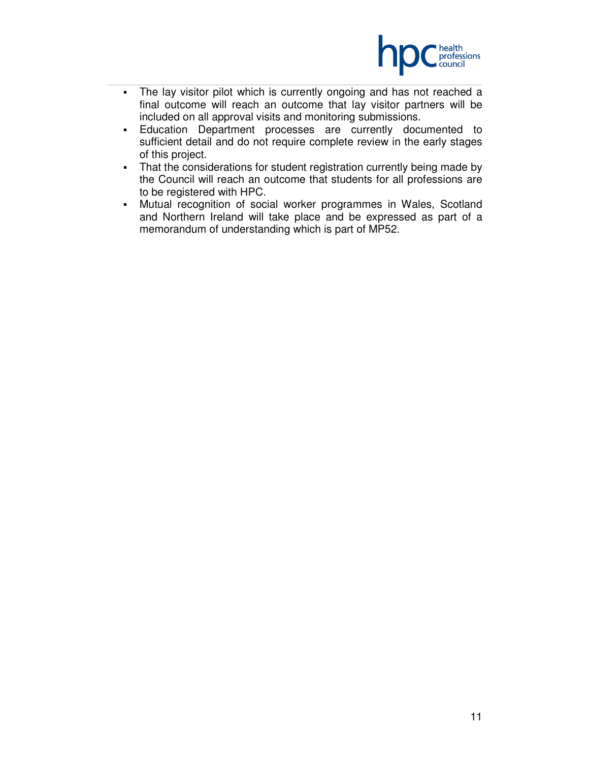- The lay visitor pilot which is currently ongoing and has not reached a final outcome will reach an outcome that lay visitor partners will be included on all approval visits and monitoring submissions.
- Education Department processes are currently documented to sufficient detail and do not require complete review in the early stages of this project.
- That the considerations for student registration currently being made by the Council will reach an outcome that students for all professions are to be registered with HPC.
- Mutual recognition of social worker programmes in Wales, Scotland and Northern Ireland will take place and be expressed as part of a memorandum of understanding which is part of MP52.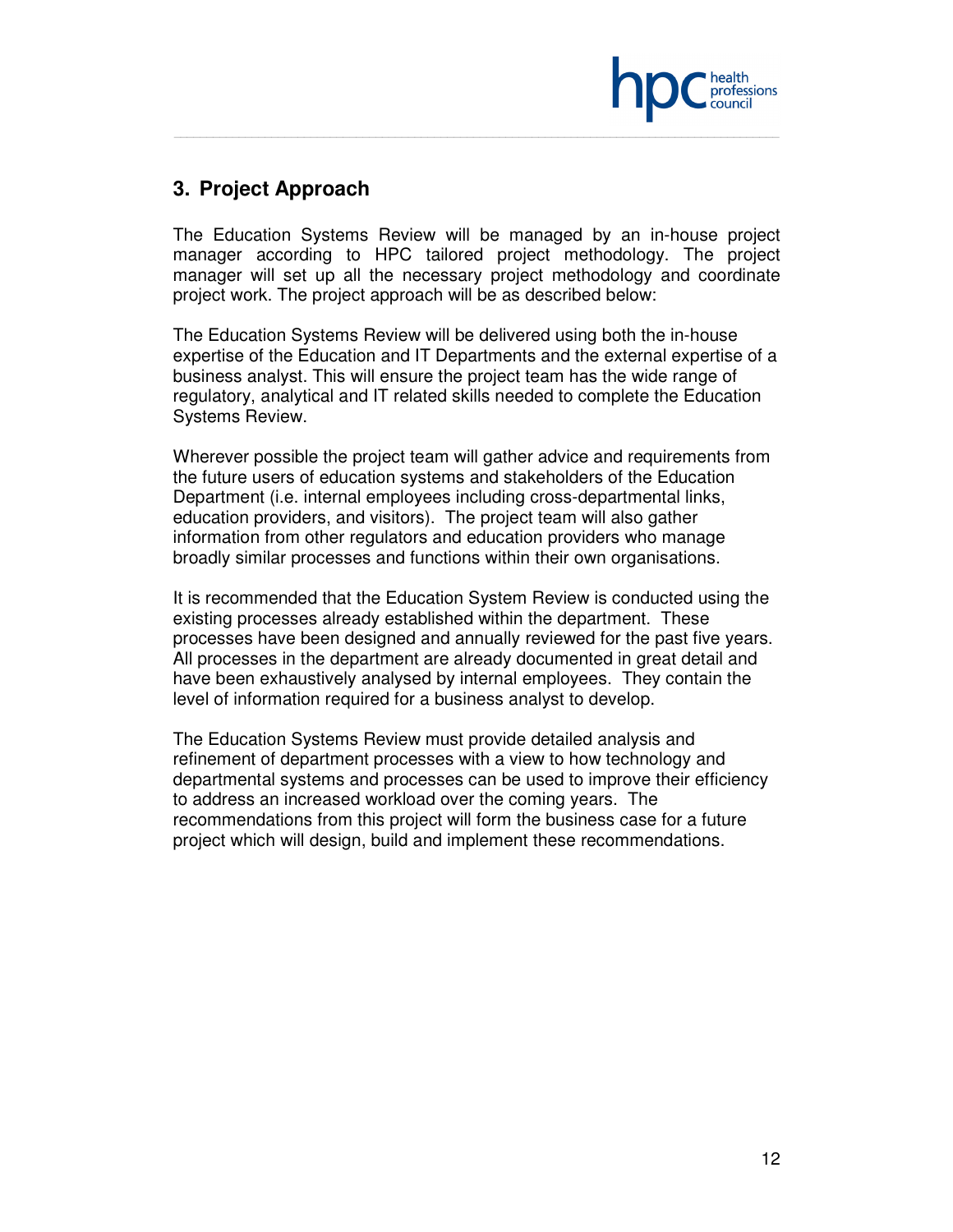## 3. Project Approach

The Education Systems Review will be managed by an in-house project manager according to HPC tailored project methodology. The project manager will set up all the necessary project methodology and coordinate project work. The project approach will be as described below:

The Education Systems Review will be delivered using both the in-house expertise of the Education and IT Departments and the external expertise of a business analyst. This will ensure the project team has the wide range of regulatory, analytical and IT related skills needed to complete the Education Systems Review.

Wherever possible the project team will gather advice and requirements from the future users of education systems and stakeholders of the Education Department (i.e. internal employees including cross-departmental links, education providers, and visitors). The project team will also gather information from other regulators and education providers who manage broadly similar processes and functions within their own organisations.

It is recommended that the Education System Review is conducted using the existing processes already established within the department. These processes have been designed and annually reviewed for the past five years. All processes in the department are already documented in great detail and have been exhaustively analysed by internal employees. They contain the level of information required for a business analyst to develop.

The Education Systems Review must provide detailed analysis and refinement of department processes with a view to how technology and departmental systems and processes can be used to improve their efficiency to address an increased workload over the coming years. The recommendations from this project will form the business case for a future project which will design, build and implement these recommendations.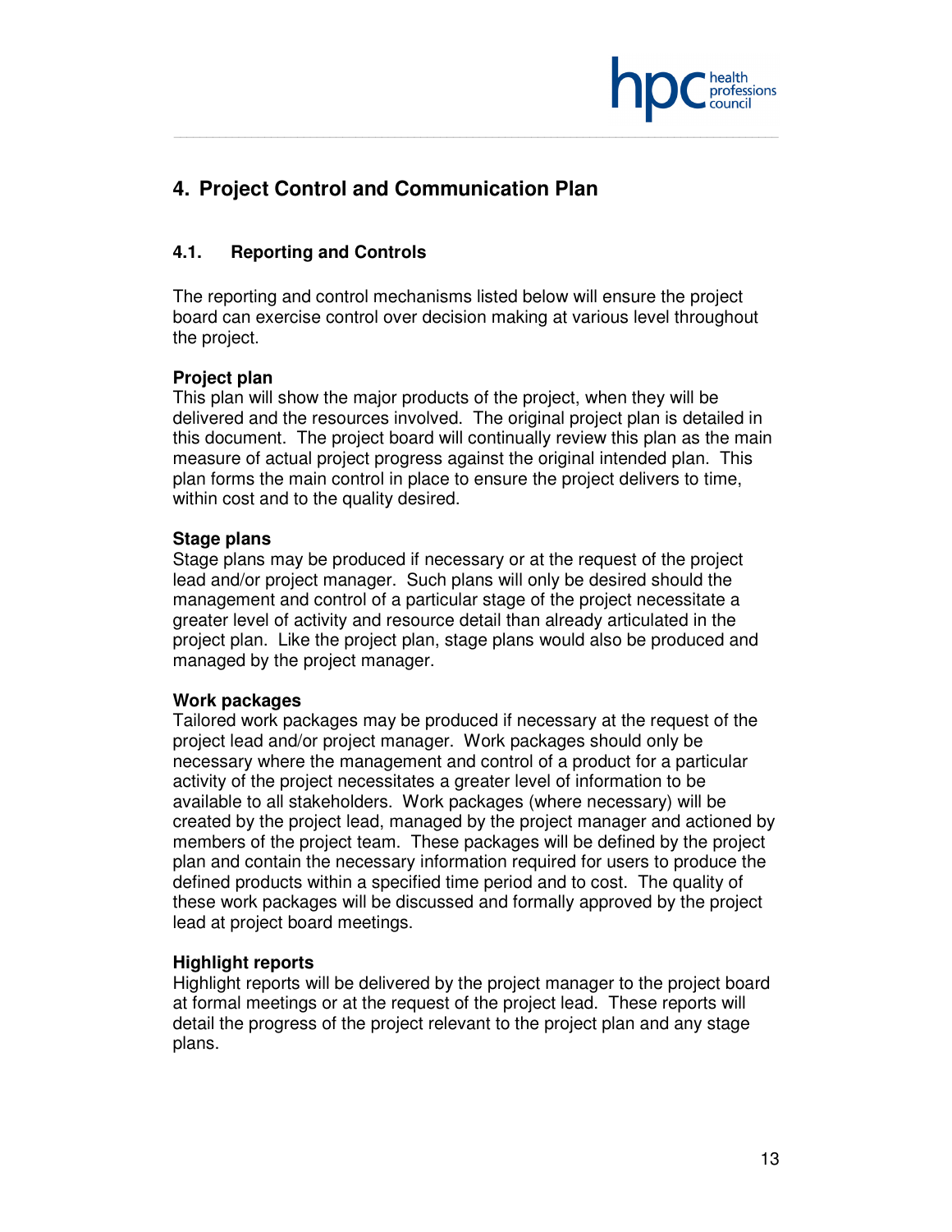## 4. Project Control and Communication Plan

### 4.1. Reporting and Controls

The reporting and control mechanisms listed below will ensure the project board can exercise control over decision making at various level throughout the project.

**Project plan**
This plan will show the major products of the project, when they will be delivered and the resources involved. The original project plan is detailed in this document. The project board will continually review this plan as the main measure of actual project progress against the original intended plan. This plan forms the main control in place to ensure the project delivers to time, within cost and to the quality desired.

**Stage plans**
Stage plans may be produced if necessary or at the request of the project lead and/or project manager. Such plans will only be desired should the management and control of a particular stage of the project necessitate a greater level of activity and resource detail than already articulated in the project plan. Like the project plan, stage plans would also be produced and managed by the project manager.

**Work packages**
Tailored work packages may be produced if necessary at the request of the project lead and/or project manager. Work packages should only be necessary where the management and control of a product for a particular activity of the project necessitates a greater level of information to be available to all stakeholders. Work packages (where necessary) will be created by the project lead, managed by the project manager and actioned by members of the project team. These packages will be defined by the project plan and contain the necessary information required for users to produce the defined products within a specified time period and to cost. The quality of these work packages will be discussed and formally approved by the project lead at project board meetings.

**Highlight reports**
Highlight reports will be delivered by the project manager to the project board at formal meetings or at the request of the project lead. These reports will detail the progress of the project relevant to the project plan and any stage plans.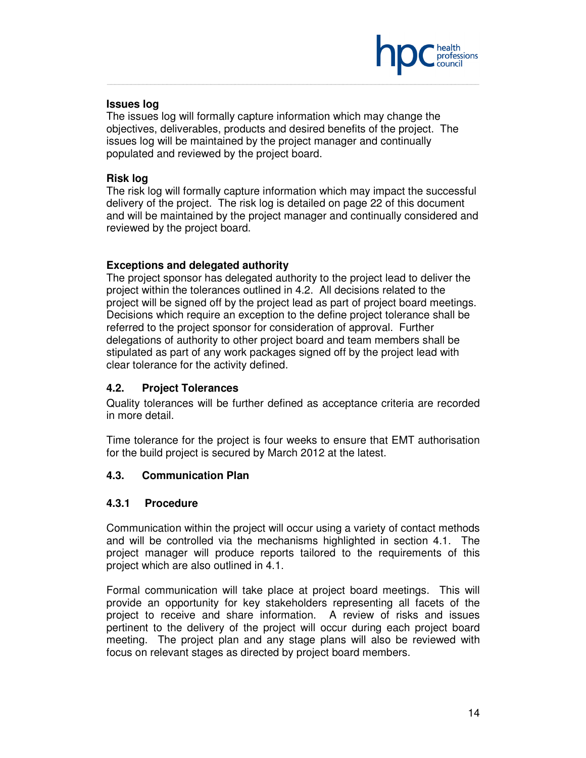**Issues log**
The issues log will formally capture information which may change the objectives, deliverables, products and desired benefits of the project. The issues log will be maintained by the project manager and continually populated and reviewed by the project board.

**Risk log**
The risk log will formally capture information which may impact the successful delivery of the project. The risk log is detailed on page 22 of this document and will be maintained by the project manager and continually considered and reviewed by the project board.

**Exceptions and delegated authority**
The project sponsor has delegated authority to the project lead to deliver the project within the tolerances outlined in 4.2. All decisions related to the project will be signed off by the project lead as part of project board meetings. Decisions which require an exception to the define project tolerance shall be referred to the project sponsor for consideration of approval. Further delegations of authority to other project board and team members shall be stipulated as part of any work packages signed off by the project lead with clear tolerance for the activity defined.

### 4.2. Project Tolerances

Quality tolerances will be further defined as acceptance criteria are recorded in more detail.

Time tolerance for the project is four weeks to ensure that EMT authorisation for the build project is secured by March 2012 at the latest.

### 4.3. Communication Plan

#### 4.3.1 Procedure

Communication within the project will occur using a variety of contact methods and will be controlled via the mechanisms highlighted in section 4.1. The project manager will produce reports tailored to the requirements of this project which are also outlined in 4.1.

Formal communication will take place at project board meetings. This will provide an opportunity for key stakeholders representing all facets of the project to receive and share information. A review of risks and issues pertinent to the delivery of the project will occur during each project board meeting. The project plan and any stage plans will also be reviewed with focus on relevant stages as directed by project board members.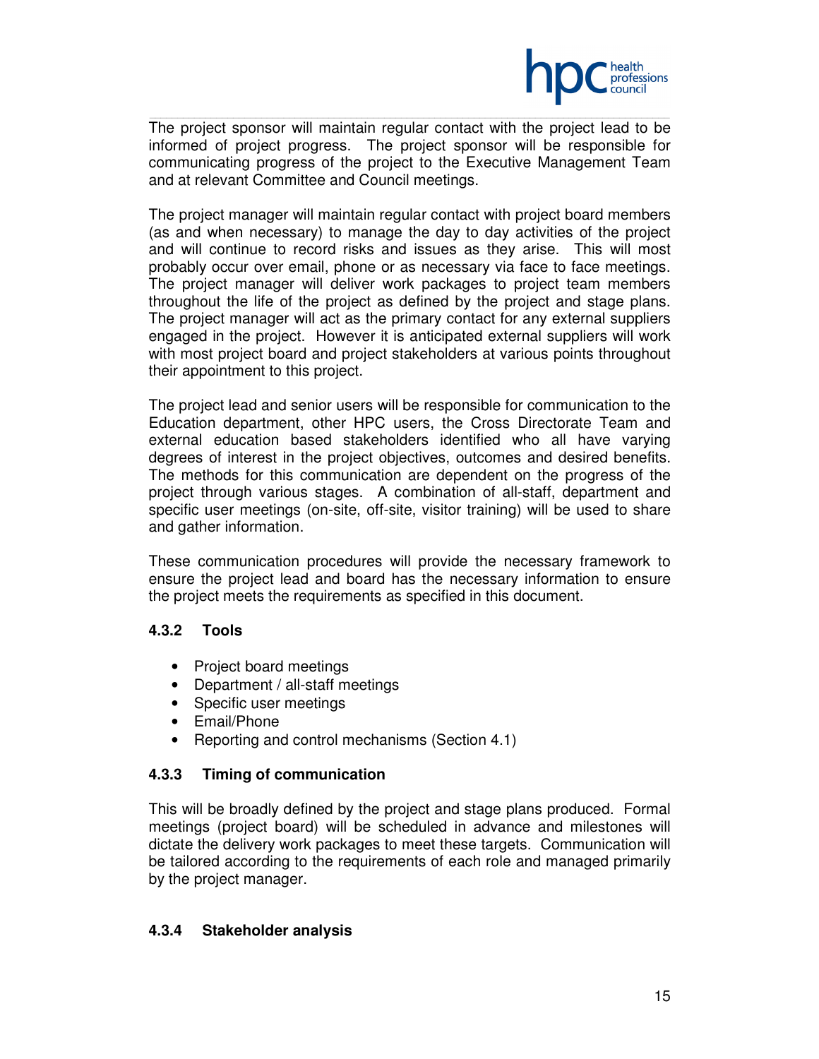The project sponsor will maintain regular contact with the project lead to be informed of project progress. The project sponsor will be responsible for communicating progress of the project to the Executive Management Team and at relevant Committee and Council meetings.

The project manager will maintain regular contact with project board members (as and when necessary) to manage the day to day activities of the project and will continue to record risks and issues as they arise. This will most probably occur over email, phone or as necessary via face to face meetings. The project manager will deliver work packages to project team members throughout the life of the project as defined by the project and stage plans. The project manager will act as the primary contact for any external suppliers engaged in the project. However it is anticipated external suppliers will work with most project board and project stakeholders at various points throughout their appointment to this project.

The project lead and senior users will be responsible for communication to the Education department, other HPC users, the Cross Directorate Team and external education based stakeholders identified who all have varying degrees of interest in the project objectives, outcomes and desired benefits. The methods for this communication are dependent on the progress of the project through various stages. A combination of all-staff, department and specific user meetings (on-site, off-site, visitor training) will be used to share and gather information.

These communication procedures will provide the necessary framework to ensure the project lead and board has the necessary information to ensure the project meets the requirements as specified in this document.

#### 4.3.2 Tools

- Project board meetings
- Department / all-staff meetings
- Specific user meetings
- Email/Phone
- Reporting and control mechanisms (Section 4.1)

#### 4.3.3 Timing of communication

This will be broadly defined by the project and stage plans produced. Formal meetings (project board) will be scheduled in advance and milestones will dictate the delivery work packages to meet these targets. Communication will be tailored according to the requirements of each role and managed primarily by the project manager.

#### 4.3.4 Stakeholder analysis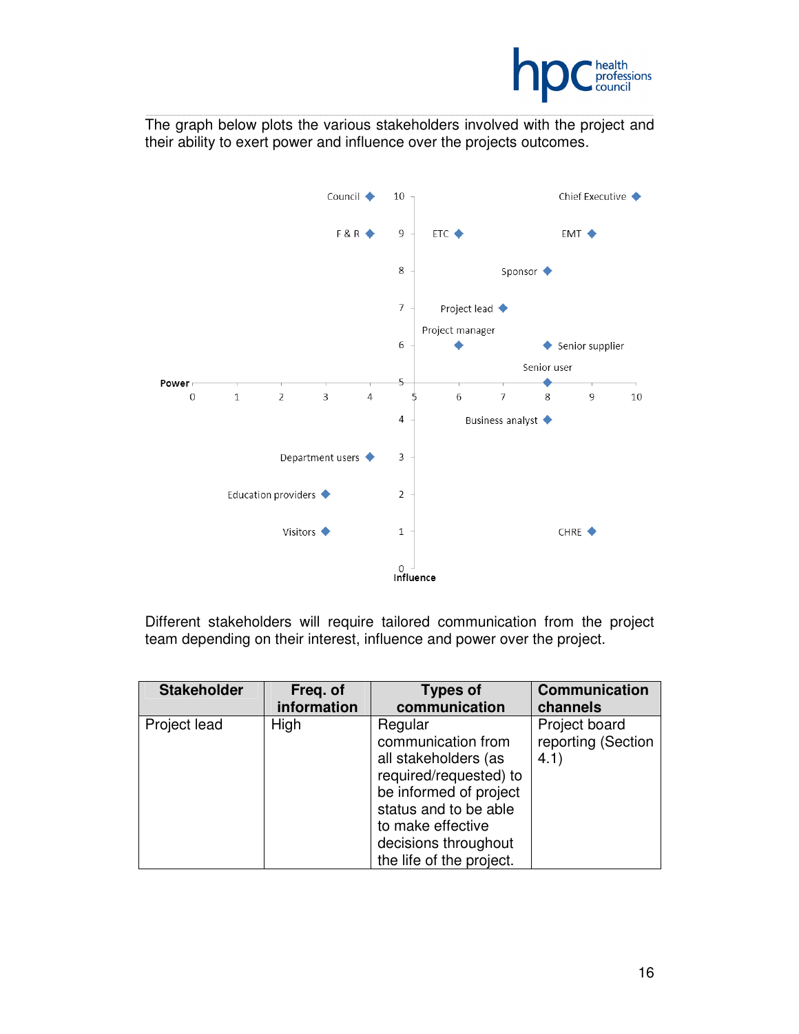The graph below plots the various stakeholders involved with the project and their ability to exert power and influence over the projects outcomes.

Council
F & R
ETC
Chief Executive
EMT
Sponsor
Project lead
Project manager
Senior supplier
Senior user
Business analyst
Department users
Education providers
Visitors
CHRE

Power
0 1 2 3 4 5 6 7 8 9 10

Influence
0 1 2 3 4 5 6 7 8 9 10

Different stakeholders will require tailored communication from the project team depending on their interest, influence and power over the project.

| Stakeholder | Freq. of information | Types of communication | Communication channels |
|---|---|---|---|
| Project lead | High | Regular communication from all stakeholders (as required/requested) to be informed of project status and to be able to make effective decisions throughout the life of the project. | Project board reporting (Section 4.1) |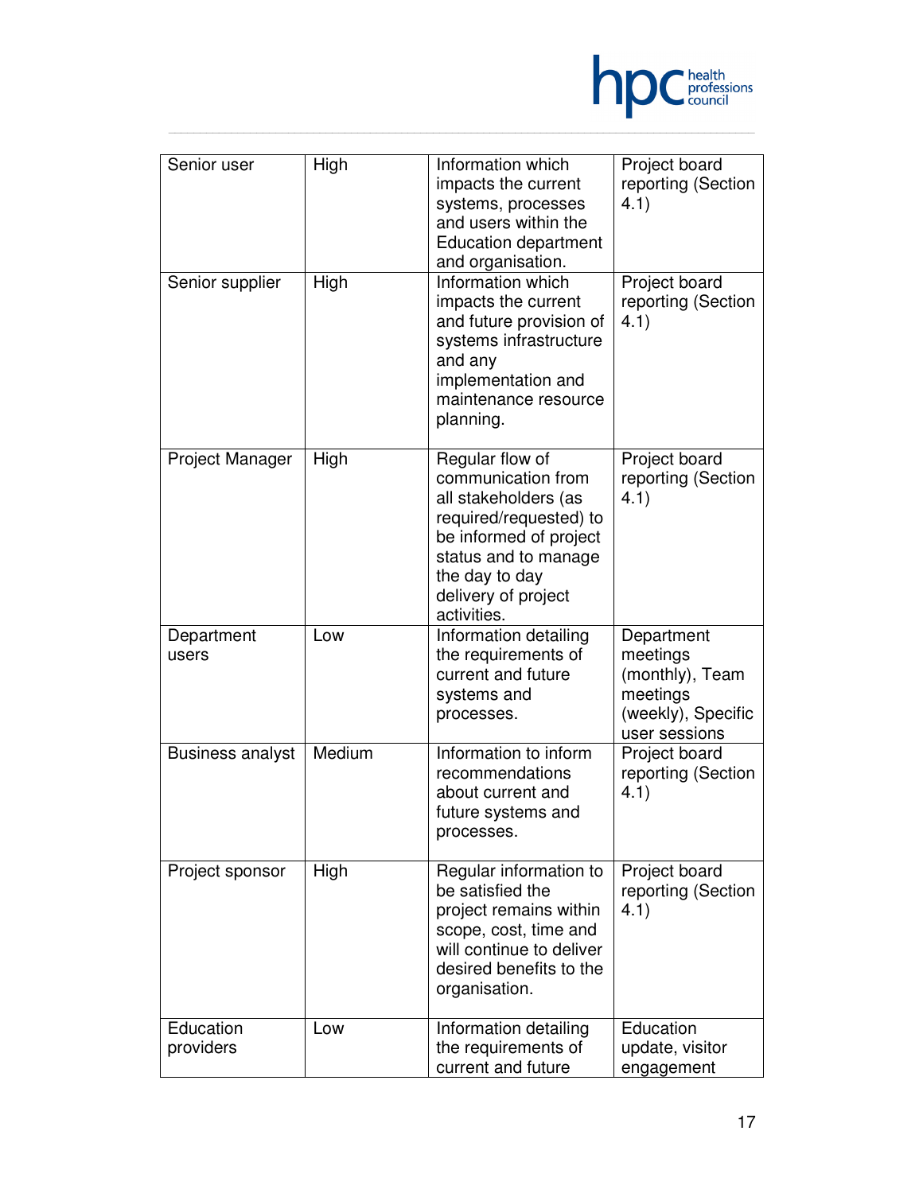| | | | |
|---|---|---|---|
| Senior user | High | Information which impacts the current systems, processes and users within the Education department and organisation. | Project board reporting (Section 4.1) |
| Senior supplier | High | Information which impacts the current and future provision of systems infrastructure and any implementation and maintenance resource planning. | Project board reporting (Section 4.1) |
| Project Manager | High | Regular flow of communication from all stakeholders (as required/requested) to be informed of project status and to manage the day to day delivery of project activities. | Project board reporting (Section 4.1) |
| Department users | Low | Information detailing the requirements of current and future systems and processes. | Department meetings (monthly), Team meetings (weekly), Specific user sessions |
| Business analyst | Medium | Information to inform recommendations about current and future systems and processes. | Project board reporting (Section 4.1) |
| Project sponsor | High | Regular information to be satisfied the project remains within scope, cost, time and will continue to deliver desired benefits to the organisation. | Project board reporting (Section 4.1) |
| Education providers | Low | Information detailing the requirements of current and future | Education update, visitor engagement |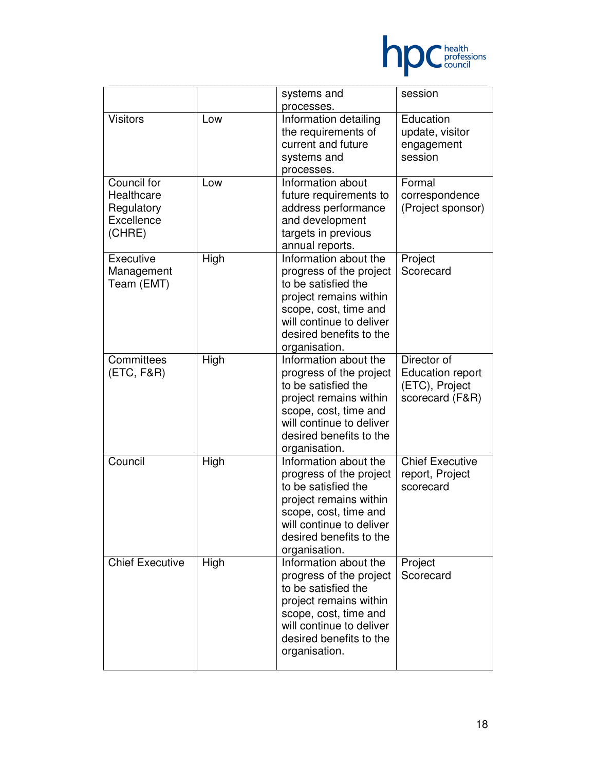| | | | |
|---|---|---|---|
| | | systems and processes. | session |
| Visitors | Low | Information detailing the requirements of current and future systems and processes. | Education update, visitor engagement session |
| Council for Healthcare Regulatory Excellence (CHRE) | Low | Information about future requirements to address performance and development targets in previous annual reports. | Formal correspondence (Project sponsor) |
| Executive Management Team (EMT) | High | Information about the progress of the project to be satisfied the project remains within scope, cost, time and will continue to deliver desired benefits to the organisation. | Project Scorecard |
| Committees (ETC, F&R) | High | Information about the progress of the project to be satisfied the project remains within scope, cost, time and will continue to deliver desired benefits to the organisation. | Director of Education report (ETC), Project scorecard (F&R) |
| Council | High | Information about the progress of the project to be satisfied the project remains within scope, cost, time and will continue to deliver desired benefits to the organisation. | Chief Executive report, Project scorecard |
| Chief Executive | High | Information about the progress of the project to be satisfied the project remains within scope, cost, time and will continue to deliver desired benefits to the organisation. | Project Scorecard |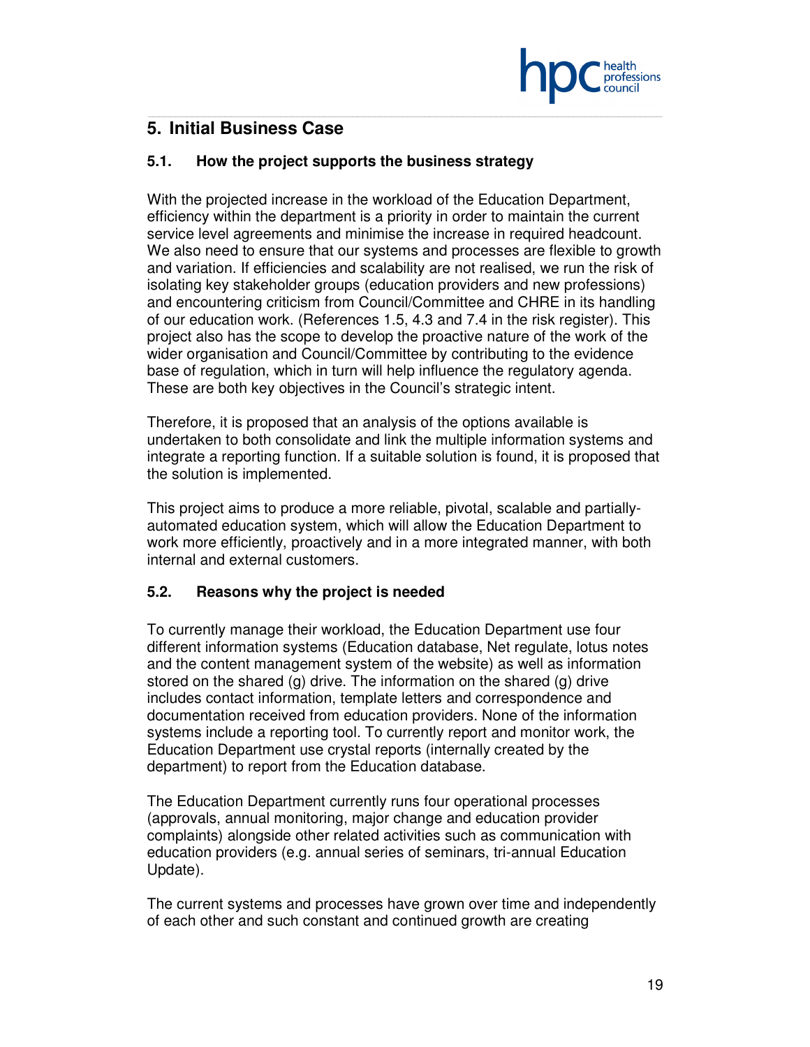## 5. Initial Business Case

### 5.1. How the project supports the business strategy

With the projected increase in the workload of the Education Department, efficiency within the department is a priority in order to maintain the current service level agreements and minimise the increase in required headcount. We also need to ensure that our systems and processes are flexible to growth and variation. If efficiencies and scalability are not realised, we run the risk of isolating key stakeholder groups (education providers and new professions) and encountering criticism from Council/Committee and CHRE in its handling of our education work. (References 1.5, 4.3 and 7.4 in the risk register). This project also has the scope to develop the proactive nature of the work of the wider organisation and Council/Committee by contributing to the evidence base of regulation, which in turn will help influence the regulatory agenda. These are both key objectives in the Council's strategic intent.

Therefore, it is proposed that an analysis of the options available is undertaken to both consolidate and link the multiple information systems and integrate a reporting function. If a suitable solution is found, it is proposed that the solution is implemented.

This project aims to produce a more reliable, pivotal, scalable and partially-automated education system, which will allow the Education Department to work more efficiently, proactively and in a more integrated manner, with both internal and external customers.

### 5.2. Reasons why the project is needed

To currently manage their workload, the Education Department use four different information systems (Education database, Net regulate, lotus notes and the content management system of the website) as well as information stored on the shared (g) drive. The information on the shared (g) drive includes contact information, template letters and correspondence and documentation received from education providers. None of the information systems include a reporting tool. To currently report and monitor work, the Education Department use crystal reports (internally created by the department) to report from the Education database.

The Education Department currently runs four operational processes (approvals, annual monitoring, major change and education provider complaints) alongside other related activities such as communication with education providers (e.g. annual series of seminars, tri-annual Education Update).

The current systems and processes have grown over time and independently of each other and such constant and continued growth are creating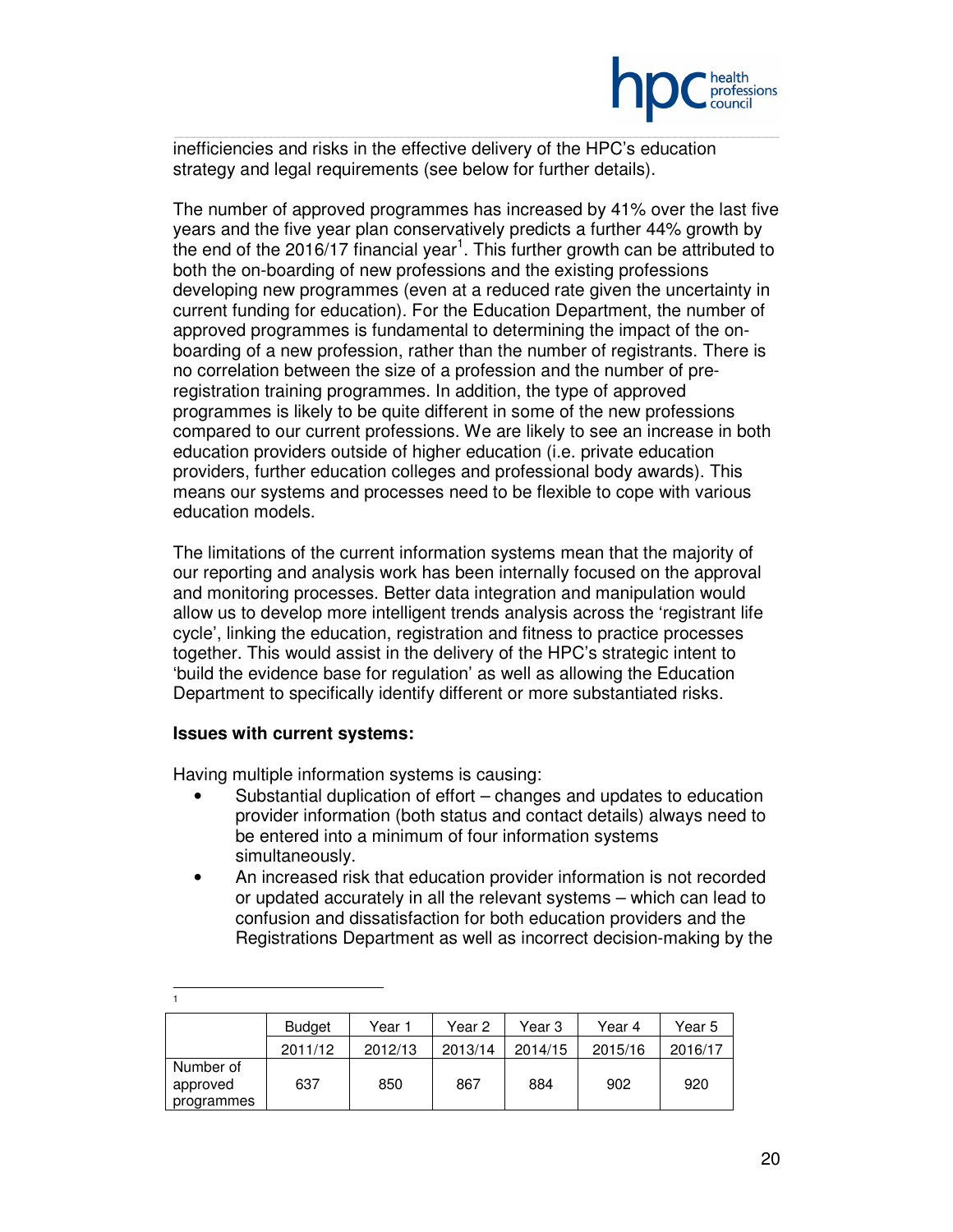inefficiencies and risks in the effective delivery of the HPC's education strategy and legal requirements (see below for further details).

The number of approved programmes has increased by 41% over the last five years and the five year plan conservatively predicts a further 44% growth by the end of the 2016/17 financial year[1]. This further growth can be attributed to both the on-boarding of new professions and the existing professions developing new programmes (even at a reduced rate given the uncertainty in current funding for education). For the Education Department, the number of approved programmes is fundamental to determining the impact of the on-boarding of a new profession, rather than the number of registrants. There is no correlation between the size of a profession and the number of pre-registration training programmes. In addition, the type of approved programmes is likely to be quite different in some of the new professions compared to our current professions. We are likely to see an increase in both education providers outside of higher education (i.e. private education providers, further education colleges and professional body awards). This means our systems and processes need to be flexible to cope with various education models.

The limitations of the current information systems mean that the majority of our reporting and analysis work has been internally focused on the approval and monitoring processes. Better data integration and manipulation would allow us to develop more intelligent trends analysis across the 'registrant life cycle', linking the education, registration and fitness to practice processes together. This would assist in the delivery of the HPC's strategic intent to 'build the evidence base for regulation' as well as allowing the Education Department to specifically identify different or more substantiated risks.

**Issues with current systems:**

Having multiple information systems is causing:

- Substantial duplication of effort – changes and updates to education provider information (both status and contact details) always need to be entered into a minimum of four information systems simultaneously.
- An increased risk that education provider information is not recorded or updated accurately in all the relevant systems – which can lead to confusion and dissatisfaction for both education providers and the Registrations Department as well as incorrect decision-making by the

---

[1]

| | Budget | Year 1 | Year 2 | Year 3 | Year 4 | Year 5 |
|---|---|---|---|---|---|---|
| | 2011/12 | 2012/13 | 2013/14 | 2014/15 | 2015/16 | 2016/17 |
| Number of approved programmes | 637 | 850 | 867 | 884 | 902 | 920 |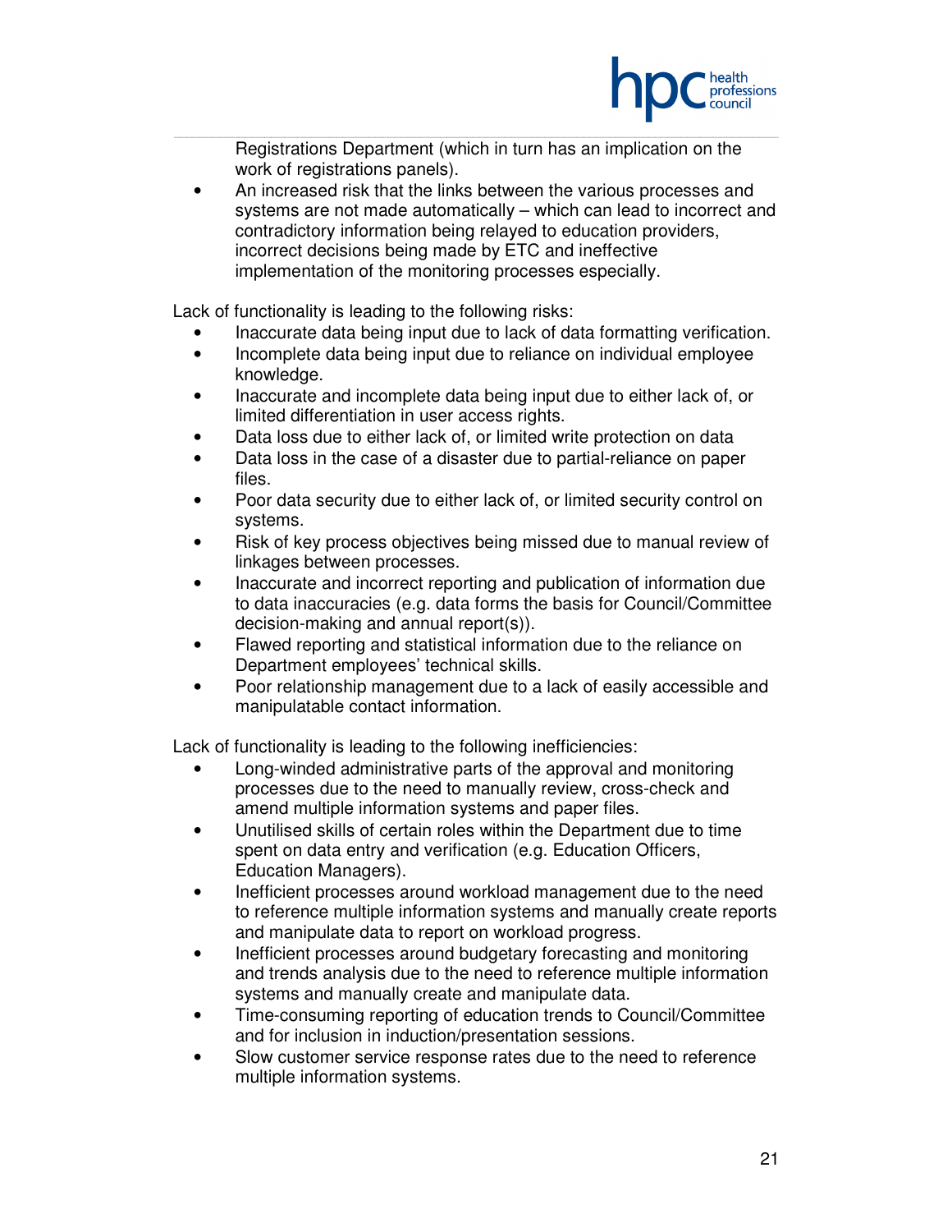Registrations Department (which in turn has an implication on the work of registrations panels).

- An increased risk that the links between the various processes and systems are not made automatically – which can lead to incorrect and contradictory information being relayed to education providers, incorrect decisions being made by ETC and ineffective implementation of the monitoring processes especially.

Lack of functionality is leading to the following risks:

- Inaccurate data being input due to lack of data formatting verification.
- Incomplete data being input due to reliance on individual employee knowledge.
- Inaccurate and incomplete data being input due to either lack of, or limited differentiation in user access rights.
- Data loss due to either lack of, or limited write protection on data
- Data loss in the case of a disaster due to partial-reliance on paper files.
- Poor data security due to either lack of, or limited security control on systems.
- Risk of key process objectives being missed due to manual review of linkages between processes.
- Inaccurate and incorrect reporting and publication of information due to data inaccuracies (e.g. data forms the basis for Council/Committee decision-making and annual report(s)).
- Flawed reporting and statistical information due to the reliance on Department employees' technical skills.
- Poor relationship management due to a lack of easily accessible and manipulatable contact information.

Lack of functionality is leading to the following inefficiencies:

- Long-winded administrative parts of the approval and monitoring processes due to the need to manually review, cross-check and amend multiple information systems and paper files.
- Unutilised skills of certain roles within the Department due to time spent on data entry and verification (e.g. Education Officers, Education Managers).
- Inefficient processes around workload management due to the need to reference multiple information systems and manually create reports and manipulate data to report on workload progress.
- Inefficient processes around budgetary forecasting and monitoring and trends analysis due to the need to reference multiple information systems and manually create and manipulate data.
- Time-consuming reporting of education trends to Council/Committee and for inclusion in induction/presentation sessions.
- Slow customer service response rates due to the need to reference multiple information systems.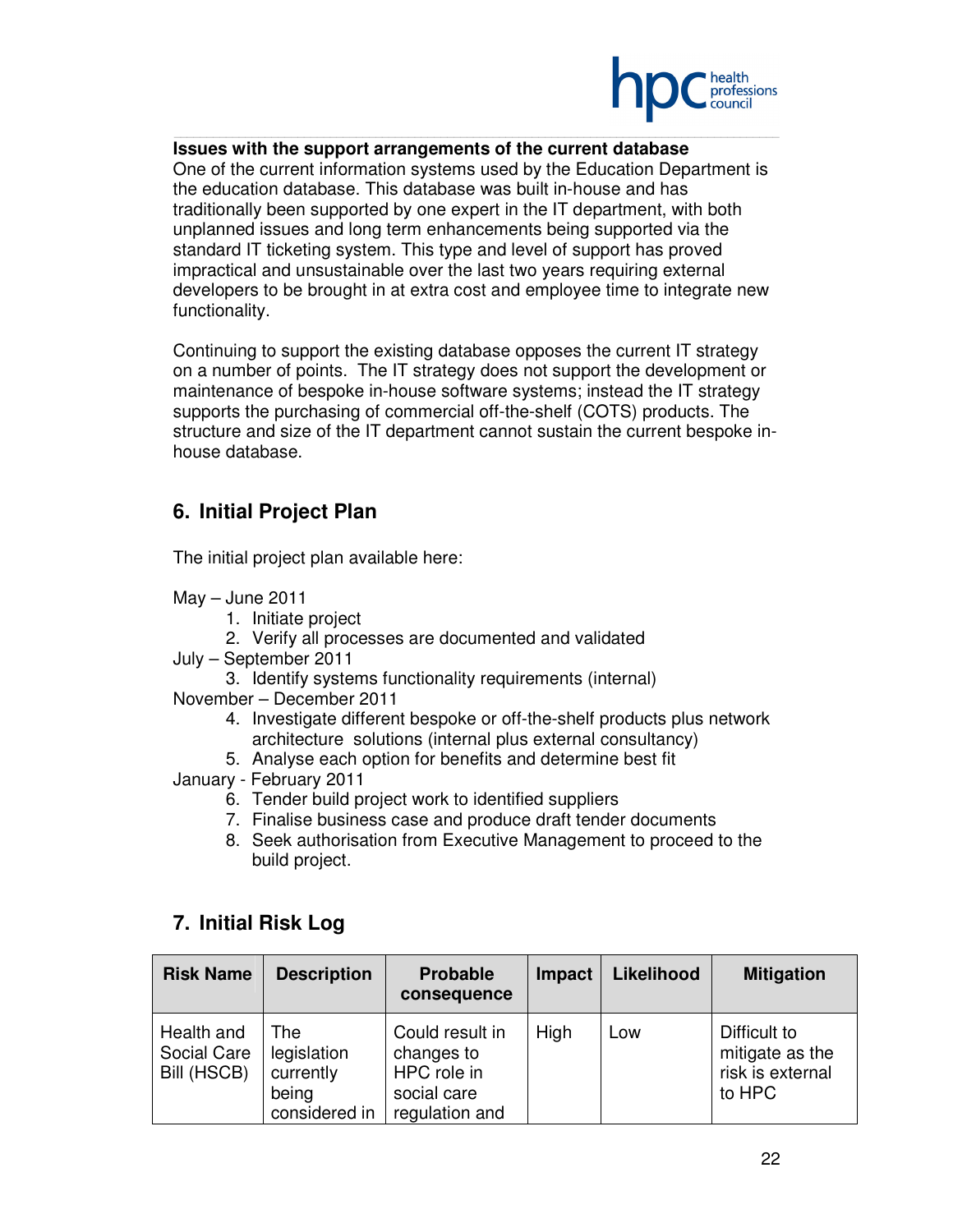**Issues with the support arrangements of the current database**

One of the current information systems used by the Education Department is the education database. This database was built in-house and has traditionally been supported by one expert in the IT department, with both unplanned issues and long term enhancements being supported via the standard IT ticketing system. This type and level of support has proved impractical and unsustainable over the last two years requiring external developers to be brought in at extra cost and employee time to integrate new functionality.

Continuing to support the existing database opposes the current IT strategy on a number of points. The IT strategy does not support the development or maintenance of bespoke in-house software systems; instead the IT strategy supports the purchasing of commercial off-the-shelf (COTS) products. The structure and size of the IT department cannot sustain the current bespoke in-house database.

## 6. Initial Project Plan

The initial project plan available here:

May – June 2011

1. Initiate project
2. Verify all processes are documented and validated

July – September 2011

3. Identify systems functionality requirements (internal)

November – December 2011

4. Investigate different bespoke or off-the-shelf products plus network architecture solutions (internal plus external consultancy)
5. Analyse each option for benefits and determine best fit

January - February 2011

6. Tender build project work to identified suppliers
7. Finalise business case and produce draft tender documents
8. Seek authorisation from Executive Management to proceed to the build project.

## 7. Initial Risk Log

| Risk Name | Description | Probable consequence | Impact | Likelihood | Mitigation |
|---|---|---|---|---|---|
| Health and Social Care Bill (HSCB) | The legislation currently being considered in | Could result in changes to HPC role in social care regulation and | High | Low | Difficult to mitigate as the risk is external to HPC |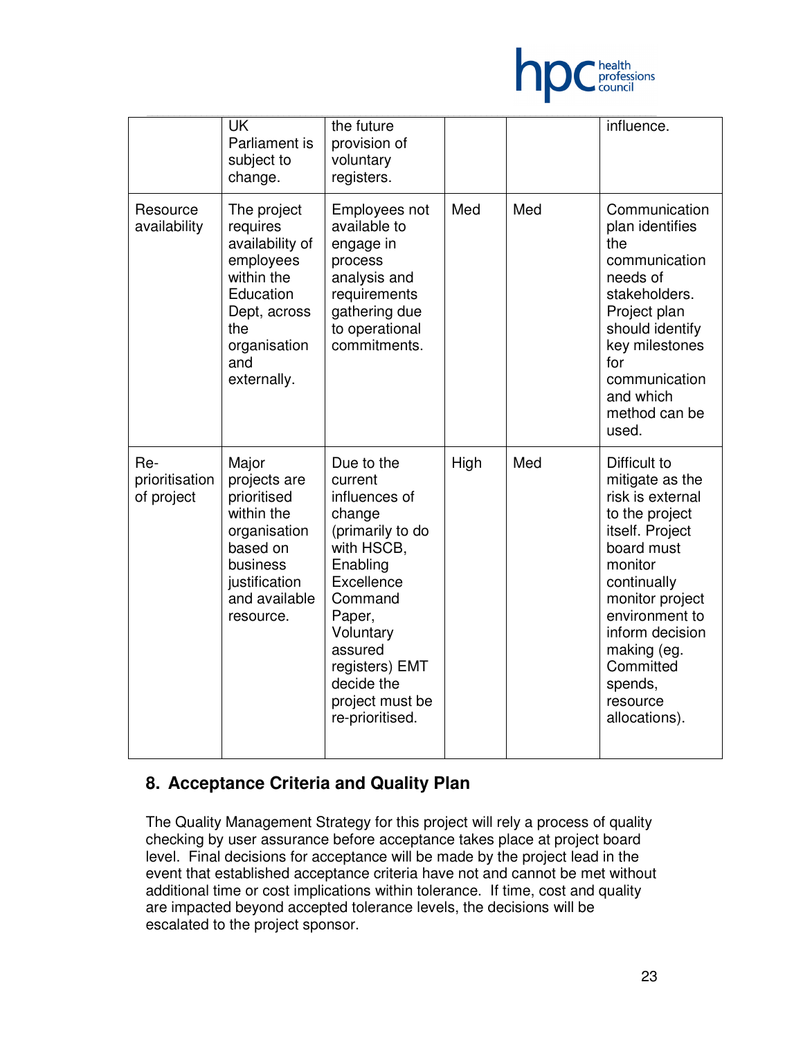| | | | | | |
|---|---|---|---|---|---|
| | UK Parliament is subject to change. | the future provision of voluntary registers. | | | influence. |
| Resource availability | The project requires availability of employees within the Education Dept, across the organisation and externally. | Employees not available to engage in process analysis and requirements gathering due to operational commitments. | Med | Med | Communication plan identifies the communication needs of stakeholders. Project plan should identify key milestones for communication and which method can be used. |
| Re-prioritisation of project | Major projects are prioritised within the organisation based on business justification and available resource. | Due to the current influences of change (primarily to do with HSCB, Enabling Excellence Command Paper, Voluntary assured registers) EMT decide the project must be re-prioritised. | High | Med | Difficult to mitigate as the risk is external to the project itself. Project board must monitor continually monitor project environment to inform decision making (eg. Committed spends, resource allocations). |

## 8. Acceptance Criteria and Quality Plan

The Quality Management Strategy for this project will rely a process of quality checking by user assurance before acceptance takes place at project board level. Final decisions for acceptance will be made by the project lead in the event that established acceptance criteria have not and cannot be met without additional time or cost implications within tolerance. If time, cost and quality are impacted beyond accepted tolerance levels, the decisions will be escalated to the project sponsor.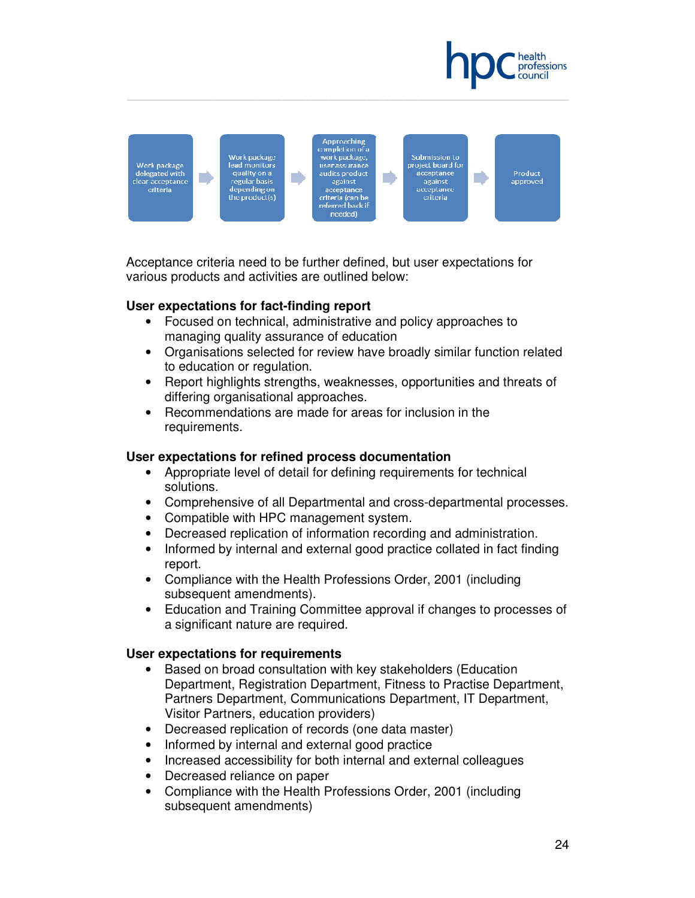Work package delegated with clear acceptance criteria → Work package lead monitors quality on a regular basis depending on the product(s) → Approaching completion of a work package, user assurance audits product against acceptance criteria (can be referred back if needed) → Submission to project board for acceptance against acceptance criteria → Product approved

Acceptance criteria need to be further defined, but user expectations for various products and activities are outlined below:

**User expectations for fact-finding report**

- Focused on technical, administrative and policy approaches to managing quality assurance of education
- Organisations selected for review have broadly similar function related to education or regulation.
- Report highlights strengths, weaknesses, opportunities and threats of differing organisational approaches.
- Recommendations are made for areas for inclusion in the requirements.

**User expectations for refined process documentation**

- Appropriate level of detail for defining requirements for technical solutions.
- Comprehensive of all Departmental and cross-departmental processes.
- Compatible with HPC management system.
- Decreased replication of information recording and administration.
- Informed by internal and external good practice collated in fact finding report.
- Compliance with the Health Professions Order, 2001 (including subsequent amendments).
- Education and Training Committee approval if changes to processes of a significant nature are required.

**User expectations for requirements**

- Based on broad consultation with key stakeholders (Education Department, Registration Department, Fitness to Practise Department, Partners Department, Communications Department, IT Department, Visitor Partners, education providers)
- Decreased replication of records (one data master)
- Informed by internal and external good practice
- Increased accessibility for both internal and external colleagues
- Decreased reliance on paper
- Compliance with the Health Professions Order, 2001 (including subsequent amendments)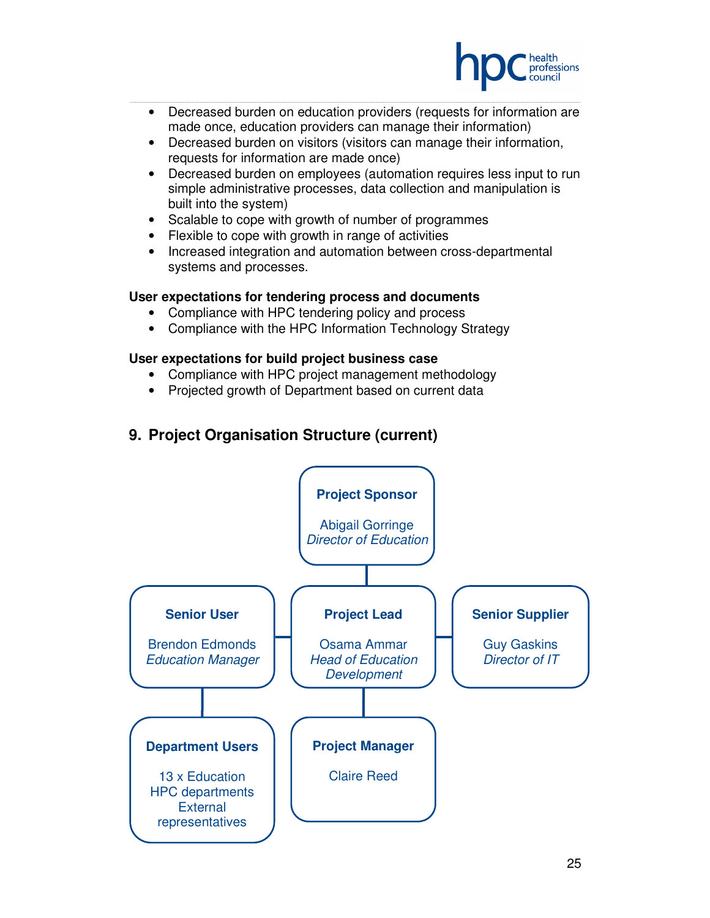- Decreased burden on education providers (requests for information are made once, education providers can manage their information)
- Decreased burden on visitors (visitors can manage their information, requests for information are made once)
- Decreased burden on employees (automation requires less input to run simple administrative processes, data collection and manipulation is built into the system)
- Scalable to cope with growth of number of programmes
- Flexible to cope with growth in range of activities
- Increased integration and automation between cross-departmental systems and processes.

**User expectations for tendering process and documents**

- Compliance with HPC tendering policy and process
- Compliance with the HPC Information Technology Strategy

**User expectations for build project business case**

- Compliance with HPC project management methodology
- Projected growth of Department based on current data

## 9. Project Organisation Structure (current)

**Project Sponsor**
Abigail Gorringe
*Director of Education*

**Senior User**
Brendon Edmonds
*Education Manager*

**Project Lead**
Osama Ammar
*Head of Education Development*

**Senior Supplier**
Guy Gaskins
*Director of IT*

**Department Users**
13 x Education
HPC departments
External representatives

**Project Manager**
Claire Reed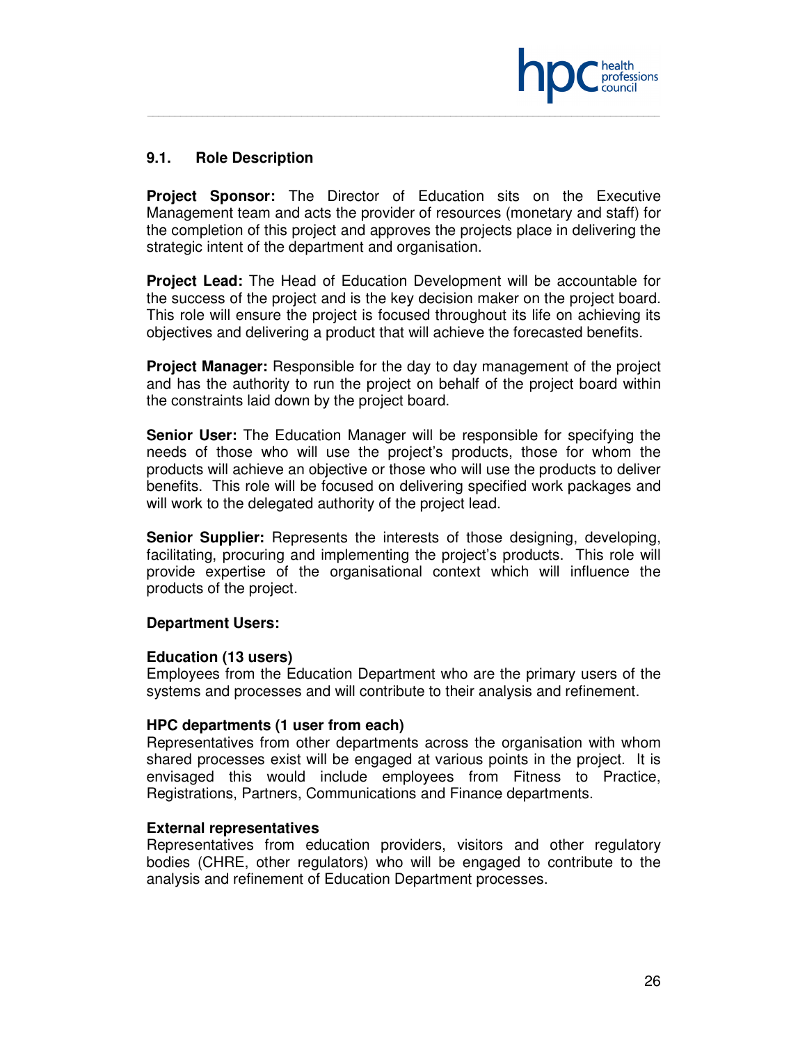### 9.1. Role Description

**Project Sponsor:** The Director of Education sits on the Executive Management team and acts the provider of resources (monetary and staff) for the completion of this project and approves the projects place in delivering the strategic intent of the department and organisation.

**Project Lead:** The Head of Education Development will be accountable for the success of the project and is the key decision maker on the project board. This role will ensure the project is focused throughout its life on achieving its objectives and delivering a product that will achieve the forecasted benefits.

**Project Manager:** Responsible for the day to day management of the project and has the authority to run the project on behalf of the project board within the constraints laid down by the project board.

**Senior User:** The Education Manager will be responsible for specifying the needs of those who will use the project's products, those for whom the products will achieve an objective or those who will use the products to deliver benefits. This role will be focused on delivering specified work packages and will work to the delegated authority of the project lead.

**Senior Supplier:** Represents the interests of those designing, developing, facilitating, procuring and implementing the project's products. This role will provide expertise of the organisational context which will influence the products of the project.

**Department Users:**

**Education (13 users)**
Employees from the Education Department who are the primary users of the systems and processes and will contribute to their analysis and refinement.

**HPC departments (1 user from each)**
Representatives from other departments across the organisation with whom shared processes exist will be engaged at various points in the project. It is envisaged this would include employees from Fitness to Practice, Registrations, Partners, Communications and Finance departments.

**External representatives**
Representatives from education providers, visitors and other regulatory bodies (CHRE, other regulators) who will be engaged to contribute to the analysis and refinement of Education Department processes.